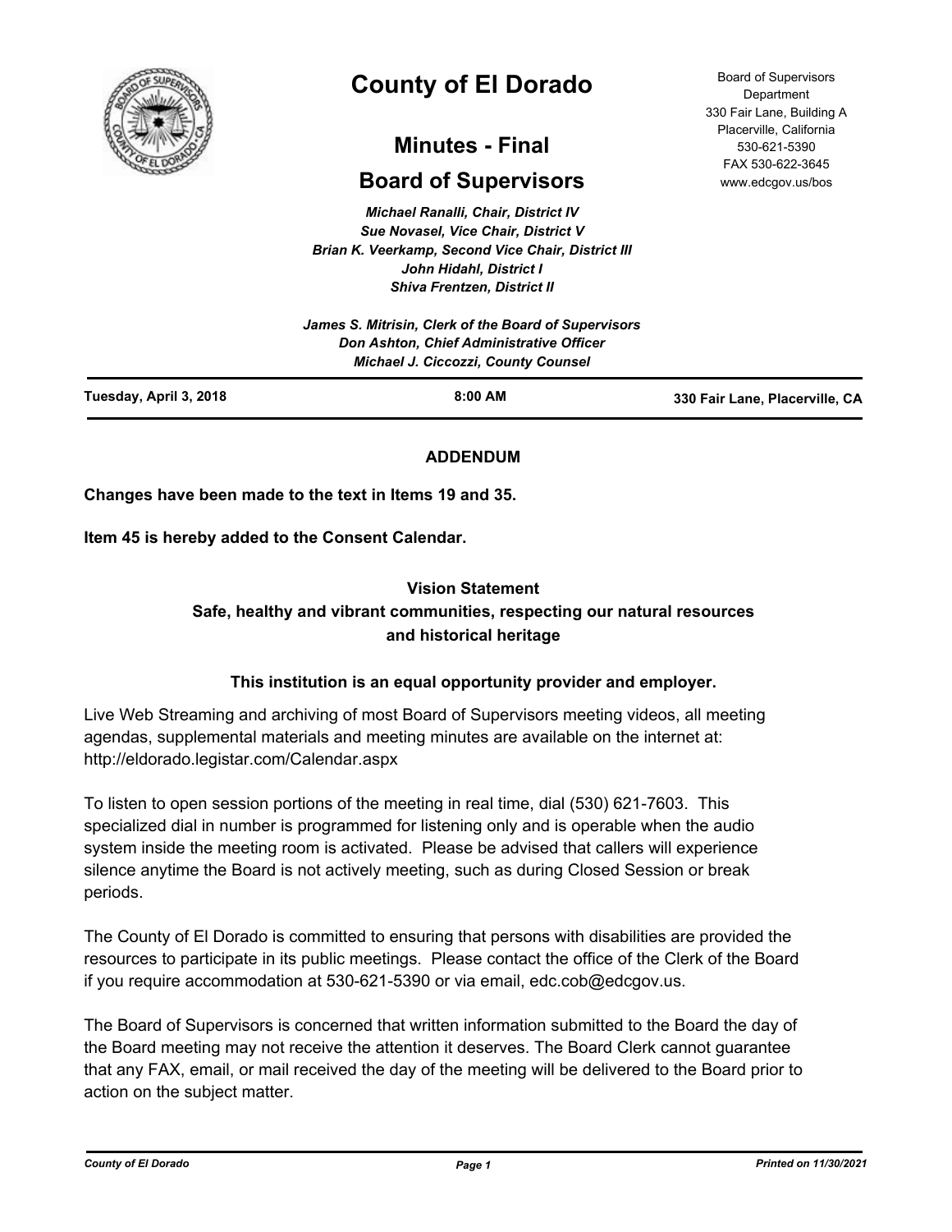# County of El Dorado

## Minutes - Final

## Board of Supervisors

Board of Supervisors Department
330 Fair Lane, Building A
Placerville, California
530-621-5390
FAX 530-622-3645
www.edcgov.us/bos

*Michael Ranalli, Chair, District IV*
*Sue Novasel, Vice Chair, District V*
*Brian K. Veerkamp, Second Vice Chair, District III*
*John Hidahl, District I*
*Shiva Frentzen, District II*

*James S. Mitrisin, Clerk of the Board of Supervisors*
*Don Ashton, Chief Administrative Officer*
*Michael J. Ciccozzi, County Counsel*

**Tuesday, April 3, 2018** | **8:00 AM** | **330 Fair Lane, Placerville, CA**

**ADDENDUM**

**Changes have been made to the text in Items 19 and 35.**

**Item 45 is hereby added to the Consent Calendar.**

**Vision Statement**
**Safe, healthy and vibrant communities, respecting our natural resources and historical heritage**

**This institution is an equal opportunity provider and employer.**

Live Web Streaming and archiving of most Board of Supervisors meeting videos, all meeting agendas, supplemental materials and meeting minutes are available on the internet at: http://eldorado.legistar.com/Calendar.aspx

To listen to open session portions of the meeting in real time, dial (530) 621-7603. This specialized dial in number is programmed for listening only and is operable when the audio system inside the meeting room is activated. Please be advised that callers will experience silence anytime the Board is not actively meeting, such as during Closed Session or break periods.

The County of El Dorado is committed to ensuring that persons with disabilities are provided the resources to participate in its public meetings. Please contact the office of the Clerk of the Board if you require accommodation at 530-621-5390 or via email, edc.cob@edcgov.us.

The Board of Supervisors is concerned that written information submitted to the Board the day of the Board meeting may not receive the attention it deserves. The Board Clerk cannot guarantee that any FAX, email, or mail received the day of the meeting will be delivered to the Board prior to action on the subject matter.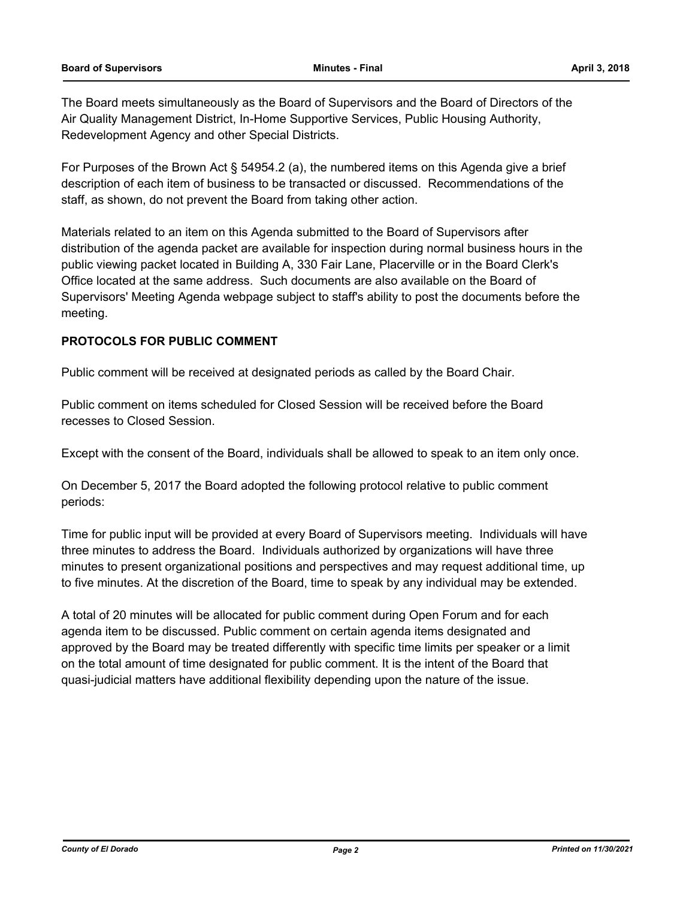The Board meets simultaneously as the Board of Supervisors and the Board of Directors of the Air Quality Management District, In-Home Supportive Services, Public Housing Authority, Redevelopment Agency and other Special Districts.

For Purposes of the Brown Act § 54954.2 (a), the numbered items on this Agenda give a brief description of each item of business to be transacted or discussed. Recommendations of the staff, as shown, do not prevent the Board from taking other action.

Materials related to an item on this Agenda submitted to the Board of Supervisors after distribution of the agenda packet are available for inspection during normal business hours in the public viewing packet located in Building A, 330 Fair Lane, Placerville or in the Board Clerk's Office located at the same address. Such documents are also available on the Board of Supervisors' Meeting Agenda webpage subject to staff's ability to post the documents before the meeting.

**PROTOCOLS FOR PUBLIC COMMENT**

Public comment will be received at designated periods as called by the Board Chair.

Public comment on items scheduled for Closed Session will be received before the Board recesses to Closed Session.

Except with the consent of the Board, individuals shall be allowed to speak to an item only once.

On December 5, 2017 the Board adopted the following protocol relative to public comment periods:

Time for public input will be provided at every Board of Supervisors meeting. Individuals will have three minutes to address the Board. Individuals authorized by organizations will have three minutes to present organizational positions and perspectives and may request additional time, up to five minutes. At the discretion of the Board, time to speak by any individual may be extended.

A total of 20 minutes will be allocated for public comment during Open Forum and for each agenda item to be discussed. Public comment on certain agenda items designated and approved by the Board may be treated differently with specific time limits per speaker or a limit on the total amount of time designated for public comment. It is the intent of the Board that quasi-judicial matters have additional flexibility depending upon the nature of the issue.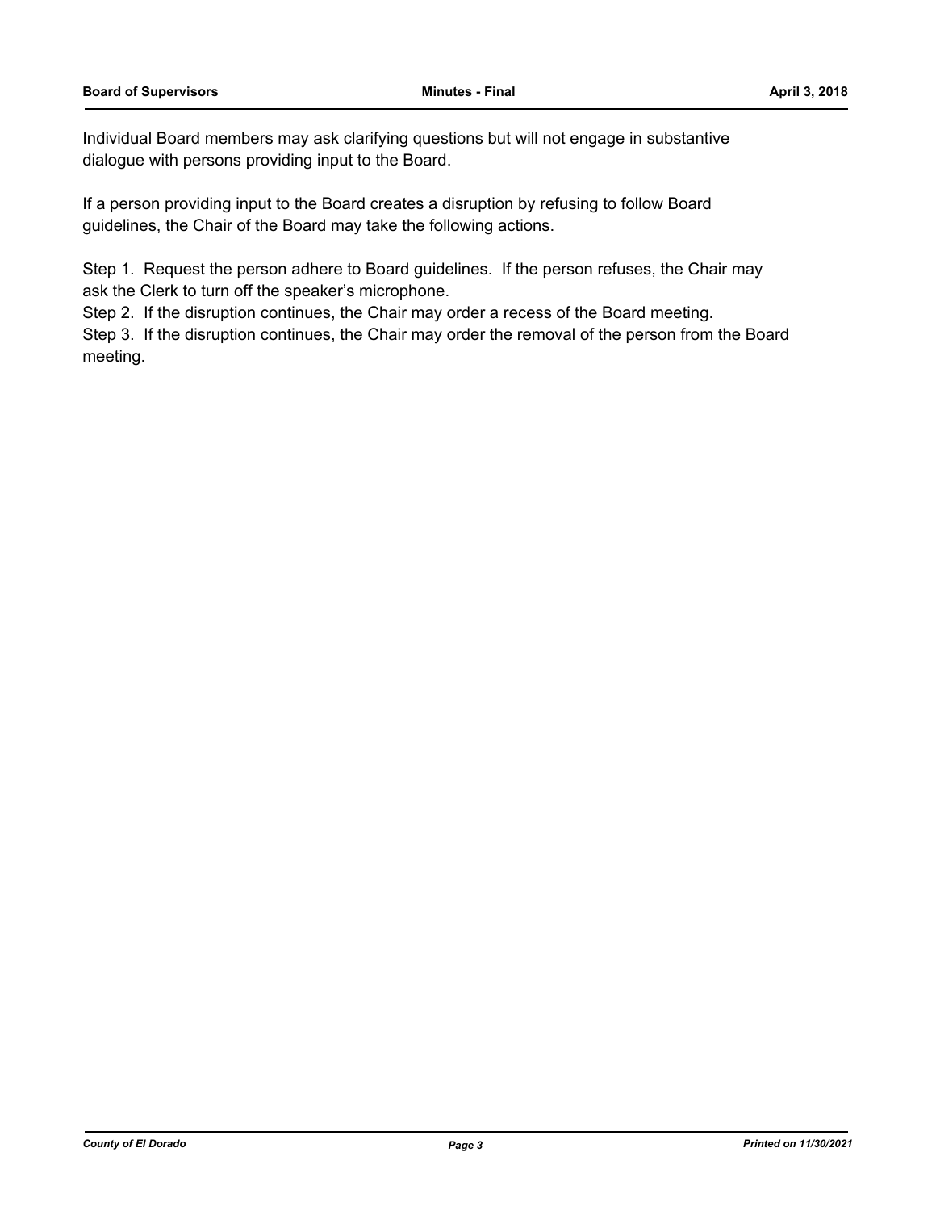Individual Board members may ask clarifying questions but will not engage in substantive dialogue with persons providing input to the Board.

If a person providing input to the Board creates a disruption by refusing to follow Board guidelines, the Chair of the Board may take the following actions.

Step 1. Request the person adhere to Board guidelines. If the person refuses, the Chair may ask the Clerk to turn off the speaker's microphone.
Step 2. If the disruption continues, the Chair may order a recess of the Board meeting.
Step 3. If the disruption continues, the Chair may order the removal of the person from the Board meeting.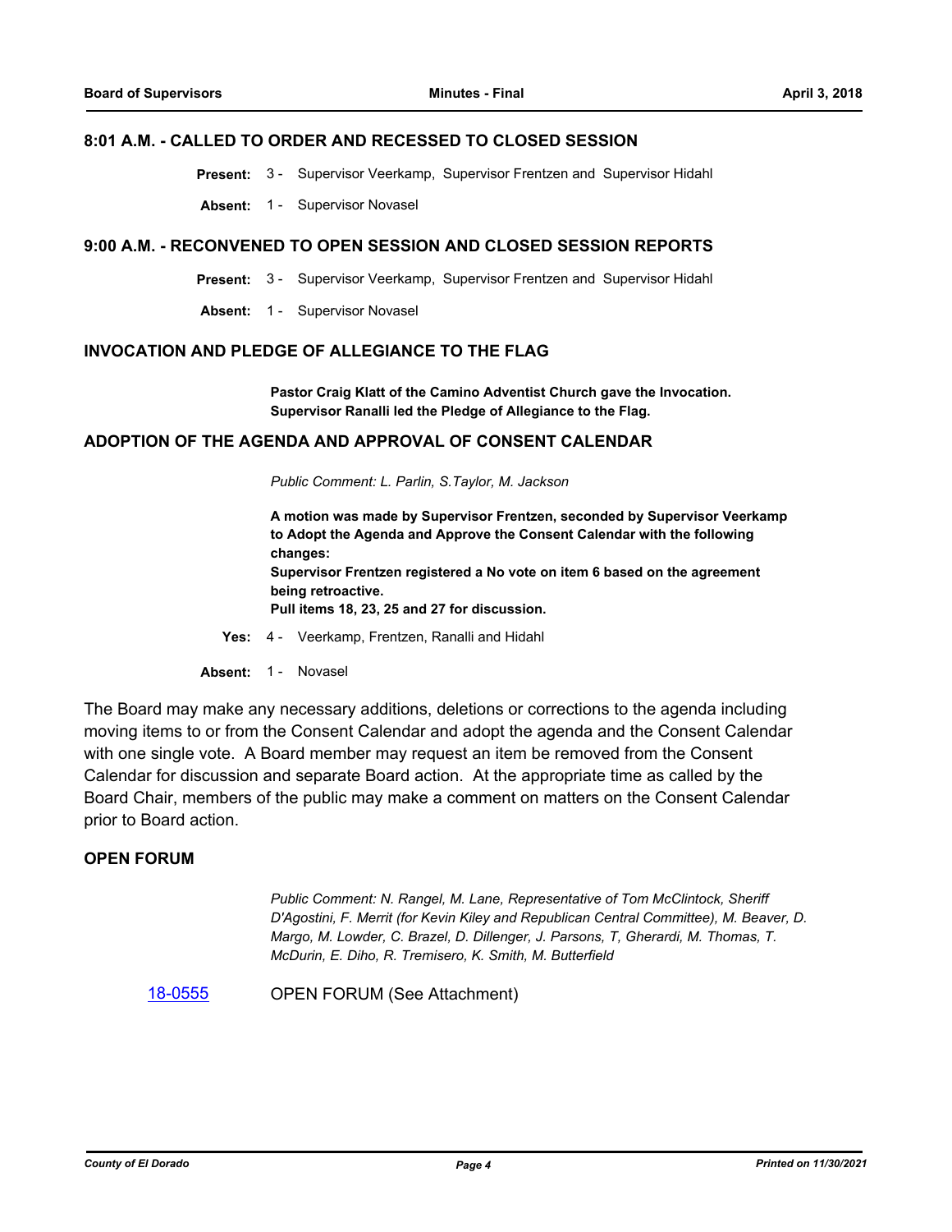## 8:01 A.M. - CALLED TO ORDER AND RECESSED TO CLOSED SESSION

**Present:** 3 - Supervisor Veerkamp, Supervisor Frentzen and Supervisor Hidahl

**Absent:** 1 - Supervisor Novasel

## 9:00 A.M. - RECONVENED TO OPEN SESSION AND CLOSED SESSION REPORTS

**Present:** 3 - Supervisor Veerkamp, Supervisor Frentzen and Supervisor Hidahl

**Absent:** 1 - Supervisor Novasel

## INVOCATION AND PLEDGE OF ALLEGIANCE TO THE FLAG

**Pastor Craig Klatt of the Camino Adventist Church gave the Invocation. Supervisor Ranalli led the Pledge of Allegiance to the Flag.**

## ADOPTION OF THE AGENDA AND APPROVAL OF CONSENT CALENDAR

*Public Comment: L. Parlin, S.Taylor, M. Jackson*

**A motion was made by Supervisor Frentzen, seconded by Supervisor Veerkamp to Adopt the Agenda and Approve the Consent Calendar with the following changes:**
**Supervisor Frentzen registered a No vote on item 6 based on the agreement being retroactive.**
**Pull items 18, 23, 25 and 27 for discussion.**

**Yes:** 4 - Veerkamp, Frentzen, Ranalli and Hidahl

**Absent:** 1 - Novasel

The Board may make any necessary additions, deletions or corrections to the agenda including moving items to or from the Consent Calendar and adopt the agenda and the Consent Calendar with one single vote. A Board member may request an item be removed from the Consent Calendar for discussion and separate Board action. At the appropriate time as called by the Board Chair, members of the public may make a comment on matters on the Consent Calendar prior to Board action.

## OPEN FORUM

*Public Comment: N. Rangel, M. Lane, Representative of Tom McClintock, Sheriff D'Agostini, F. Merrit (for Kevin Kiley and Republican Central Committee), M. Beaver, D. Margo, M. Lowder, C. Brazel, D. Dillenger, J. Parsons, T, Gherardi, M. Thomas, T. McDurin, E. Diho, R. Tremisero, K. Smith, M. Butterfield*

18-0555 OPEN FORUM (See Attachment)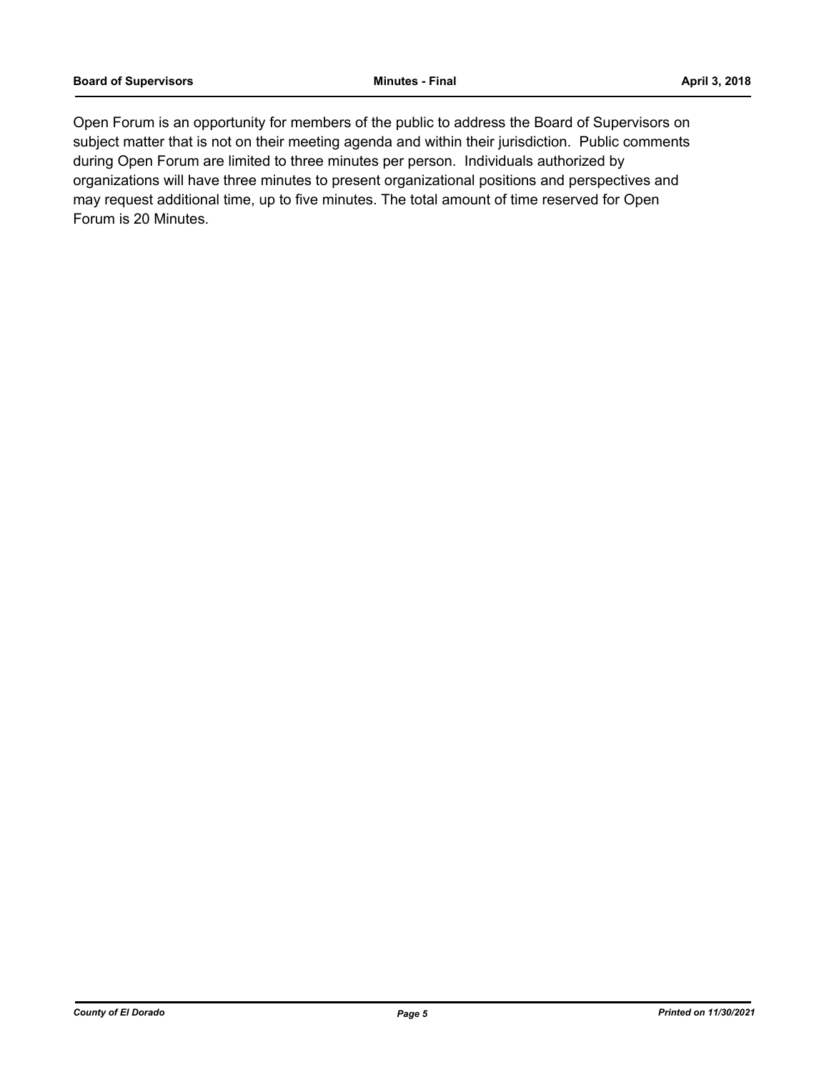Open Forum is an opportunity for members of the public to address the Board of Supervisors on subject matter that is not on their meeting agenda and within their jurisdiction. Public comments during Open Forum are limited to three minutes per person. Individuals authorized by organizations will have three minutes to present organizational positions and perspectives and may request additional time, up to five minutes. The total amount of time reserved for Open Forum is 20 Minutes.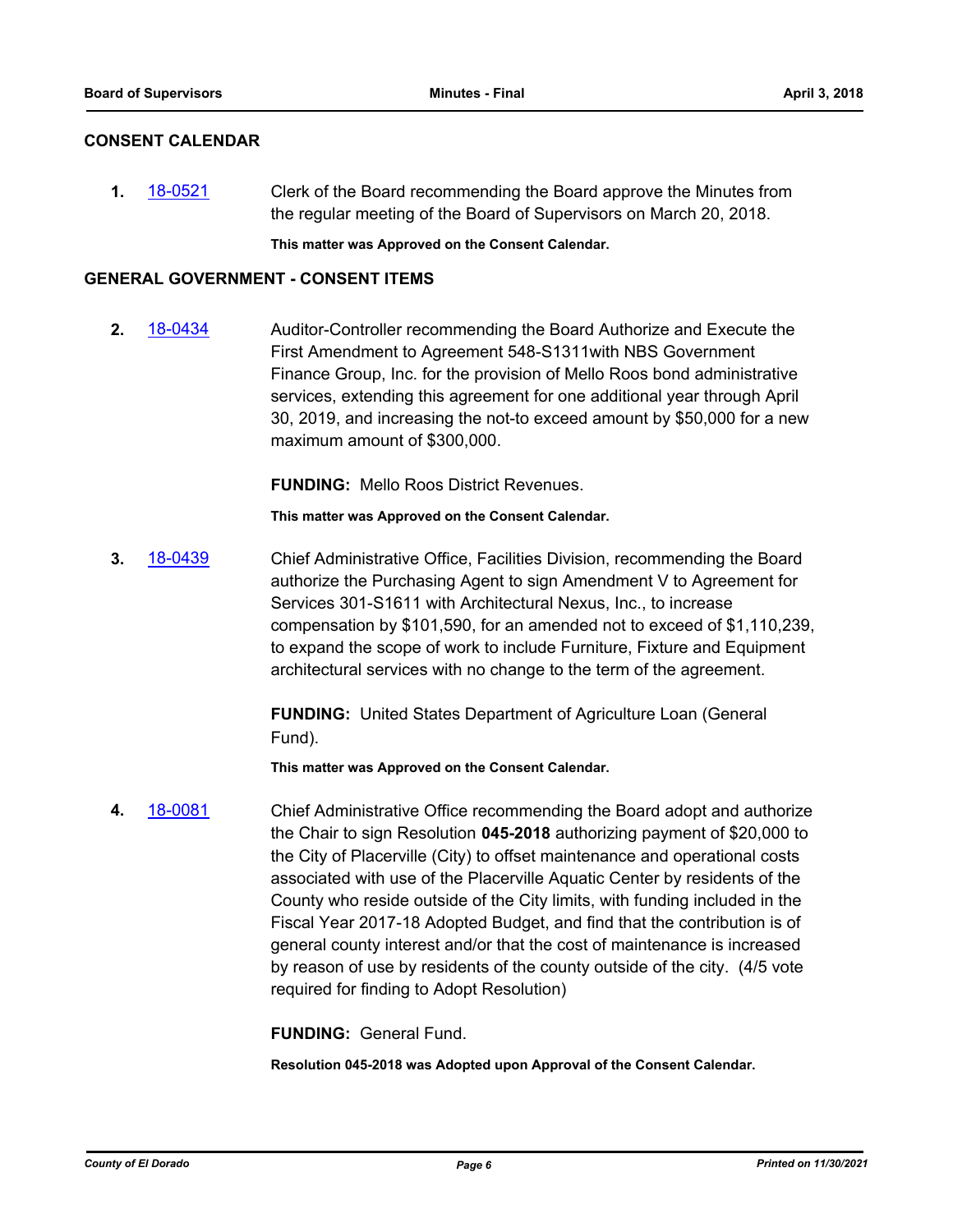## CONSENT CALENDAR

**1.** 18-0521 Clerk of the Board recommending the Board approve the Minutes from the regular meeting of the Board of Supervisors on March 20, 2018.

**This matter was Approved on the Consent Calendar.**

## GENERAL GOVERNMENT - CONSENT ITEMS

**2.** 18-0434 Auditor-Controller recommending the Board Authorize and Execute the First Amendment to Agreement 548-S1311with NBS Government Finance Group, Inc. for the provision of Mello Roos bond administrative services, extending this agreement for one additional year through April 30, 2019, and increasing the not-to exceed amount by $50,000 for a new maximum amount of $300,000.

**FUNDING:** Mello Roos District Revenues.

**This matter was Approved on the Consent Calendar.**

**3.** 18-0439 Chief Administrative Office, Facilities Division, recommending the Board authorize the Purchasing Agent to sign Amendment V to Agreement for Services 301-S1611 with Architectural Nexus, Inc., to increase compensation by $101,590, for an amended not to exceed of $1,110,239, to expand the scope of work to include Furniture, Fixture and Equipment architectural services with no change to the term of the agreement.

**FUNDING:** United States Department of Agriculture Loan (General Fund).

**This matter was Approved on the Consent Calendar.**

**4.** 18-0081 Chief Administrative Office recommending the Board adopt and authorize the Chair to sign Resolution **045-2018** authorizing payment of $20,000 to the City of Placerville (City) to offset maintenance and operational costs associated with use of the Placerville Aquatic Center by residents of the County who reside outside of the City limits, with funding included in the Fiscal Year 2017-18 Adopted Budget, and find that the contribution is of general county interest and/or that the cost of maintenance is increased by reason of use by residents of the county outside of the city. (4/5 vote required for finding to Adopt Resolution)

**FUNDING:** General Fund.

**Resolution 045-2018 was Adopted upon Approval of the Consent Calendar.**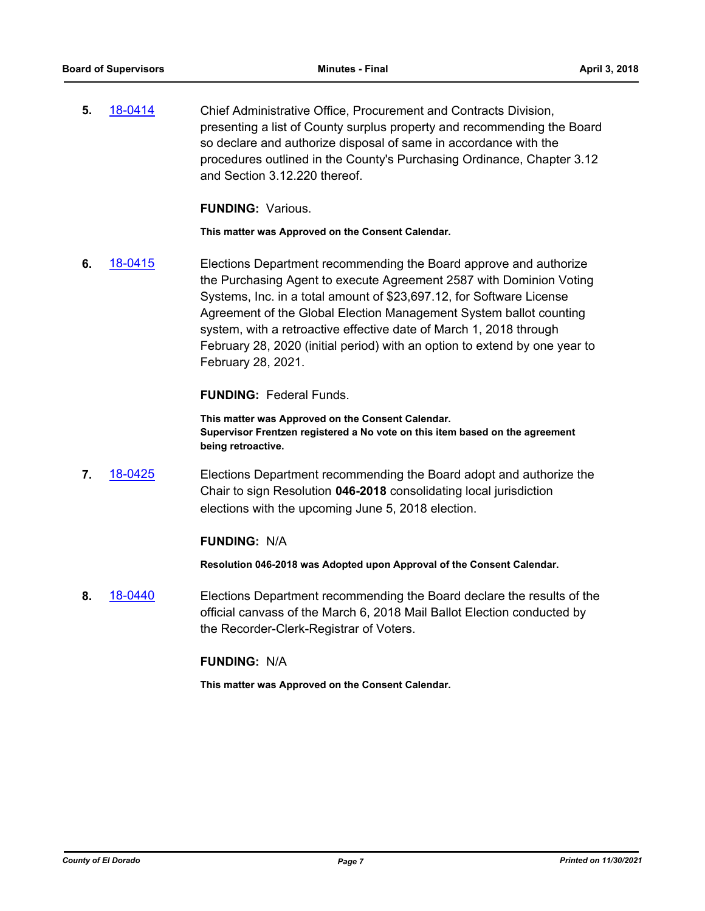**5.** 18-0414 Chief Administrative Office, Procurement and Contracts Division, presenting a list of County surplus property and recommending the Board so declare and authorize disposal of same in accordance with the procedures outlined in the County's Purchasing Ordinance, Chapter 3.12 and Section 3.12.220 thereof.

**FUNDING:** Various.

**This matter was Approved on the Consent Calendar.**

**6.** 18-0415 Elections Department recommending the Board approve and authorize the Purchasing Agent to execute Agreement 2587 with Dominion Voting Systems, Inc. in a total amount of $23,697.12, for Software License Agreement of the Global Election Management System ballot counting system, with a retroactive effective date of March 1, 2018 through February 28, 2020 (initial period) with an option to extend by one year to February 28, 2021.

**FUNDING:** Federal Funds.

**This matter was Approved on the Consent Calendar.**
**Supervisor Frentzen registered a No vote on this item based on the agreement being retroactive.**

**7.** 18-0425 Elections Department recommending the Board adopt and authorize the Chair to sign Resolution **046-2018** consolidating local jurisdiction elections with the upcoming June 5, 2018 election.

**FUNDING:** N/A

**Resolution 046-2018 was Adopted upon Approval of the Consent Calendar.**

**8.** 18-0440 Elections Department recommending the Board declare the results of the official canvass of the March 6, 2018 Mail Ballot Election conducted by the Recorder-Clerk-Registrar of Voters.

**FUNDING:** N/A

**This matter was Approved on the Consent Calendar.**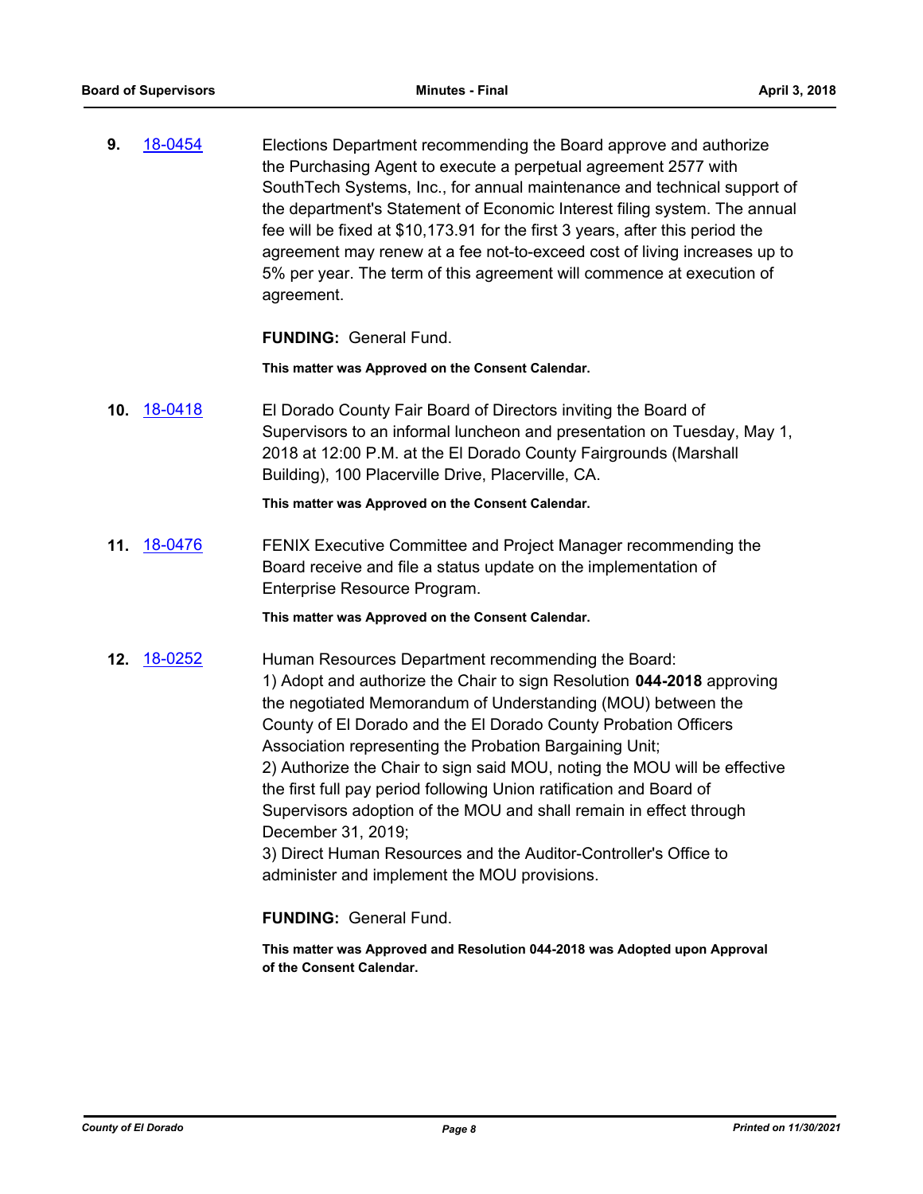**9.** 18-0454 Elections Department recommending the Board approve and authorize the Purchasing Agent to execute a perpetual agreement 2577 with SouthTech Systems, Inc., for annual maintenance and technical support of the department's Statement of Economic Interest filing system. The annual fee will be fixed at $10,173.91 for the first 3 years, after this period the agreement may renew at a fee not-to-exceed cost of living increases up to 5% per year. The term of this agreement will commence at execution of agreement.

**FUNDING:** General Fund.

**This matter was Approved on the Consent Calendar.**

**10.** 18-0418 El Dorado County Fair Board of Directors inviting the Board of Supervisors to an informal luncheon and presentation on Tuesday, May 1, 2018 at 12:00 P.M. at the El Dorado County Fairgrounds (Marshall Building), 100 Placerville Drive, Placerville, CA.

**This matter was Approved on the Consent Calendar.**

**11.** 18-0476 FENIX Executive Committee and Project Manager recommending the Board receive and file a status update on the implementation of Enterprise Resource Program.

**This matter was Approved on the Consent Calendar.**

**12.** 18-0252 Human Resources Department recommending the Board:
1) Adopt and authorize the Chair to sign Resolution **044-2018** approving the negotiated Memorandum of Understanding (MOU) between the County of El Dorado and the El Dorado County Probation Officers Association representing the Probation Bargaining Unit;
2) Authorize the Chair to sign said MOU, noting the MOU will be effective the first full pay period following Union ratification and Board of Supervisors adoption of the MOU and shall remain in effect through December 31, 2019;
3) Direct Human Resources and the Auditor-Controller's Office to administer and implement the MOU provisions.

**FUNDING:** General Fund.

**This matter was Approved and Resolution 044-2018 was Adopted upon Approval of the Consent Calendar.**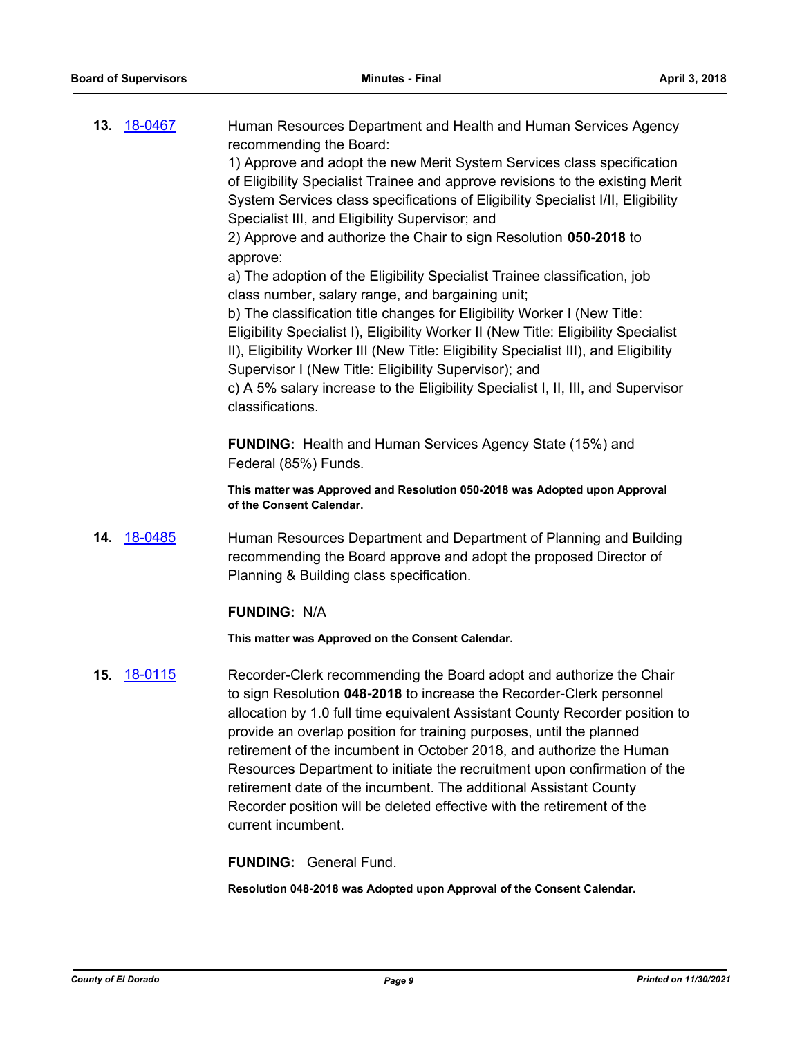**13.** 18-0467

Human Resources Department and Health and Human Services Agency recommending the Board:

1) Approve and adopt the new Merit System Services class specification of Eligibility Specialist Trainee and approve revisions to the existing Merit System Services class specifications of Eligibility Specialist I/II, Eligibility Specialist III, and Eligibility Supervisor; and

2) Approve and authorize the Chair to sign Resolution **050-2018** to approve:

a) The adoption of the Eligibility Specialist Trainee classification, job class number, salary range, and bargaining unit;

b) The classification title changes for Eligibility Worker I (New Title: Eligibility Specialist I), Eligibility Worker II (New Title: Eligibility Specialist II), Eligibility Worker III (New Title: Eligibility Specialist III), and Eligibility Supervisor I (New Title: Eligibility Supervisor); and

c) A 5% salary increase to the Eligibility Specialist I, II, III, and Supervisor classifications.

**FUNDING:** Health and Human Services Agency State (15%) and Federal (85%) Funds.

**This matter was Approved and Resolution 050-2018 was Adopted upon Approval of the Consent Calendar.**

**14.** 18-0485

Human Resources Department and Department of Planning and Building recommending the Board approve and adopt the proposed Director of Planning & Building class specification.

**FUNDING:** N/A

**This matter was Approved on the Consent Calendar.**

**15.** 18-0115

Recorder-Clerk recommending the Board adopt and authorize the Chair to sign Resolution **048-2018** to increase the Recorder-Clerk personnel allocation by 1.0 full time equivalent Assistant County Recorder position to provide an overlap position for training purposes, until the planned retirement of the incumbent in October 2018, and authorize the Human Resources Department to initiate the recruitment upon confirmation of the retirement date of the incumbent. The additional Assistant County Recorder position will be deleted effective with the retirement of the current incumbent.

**FUNDING:** General Fund.

**Resolution 048-2018 was Adopted upon Approval of the Consent Calendar.**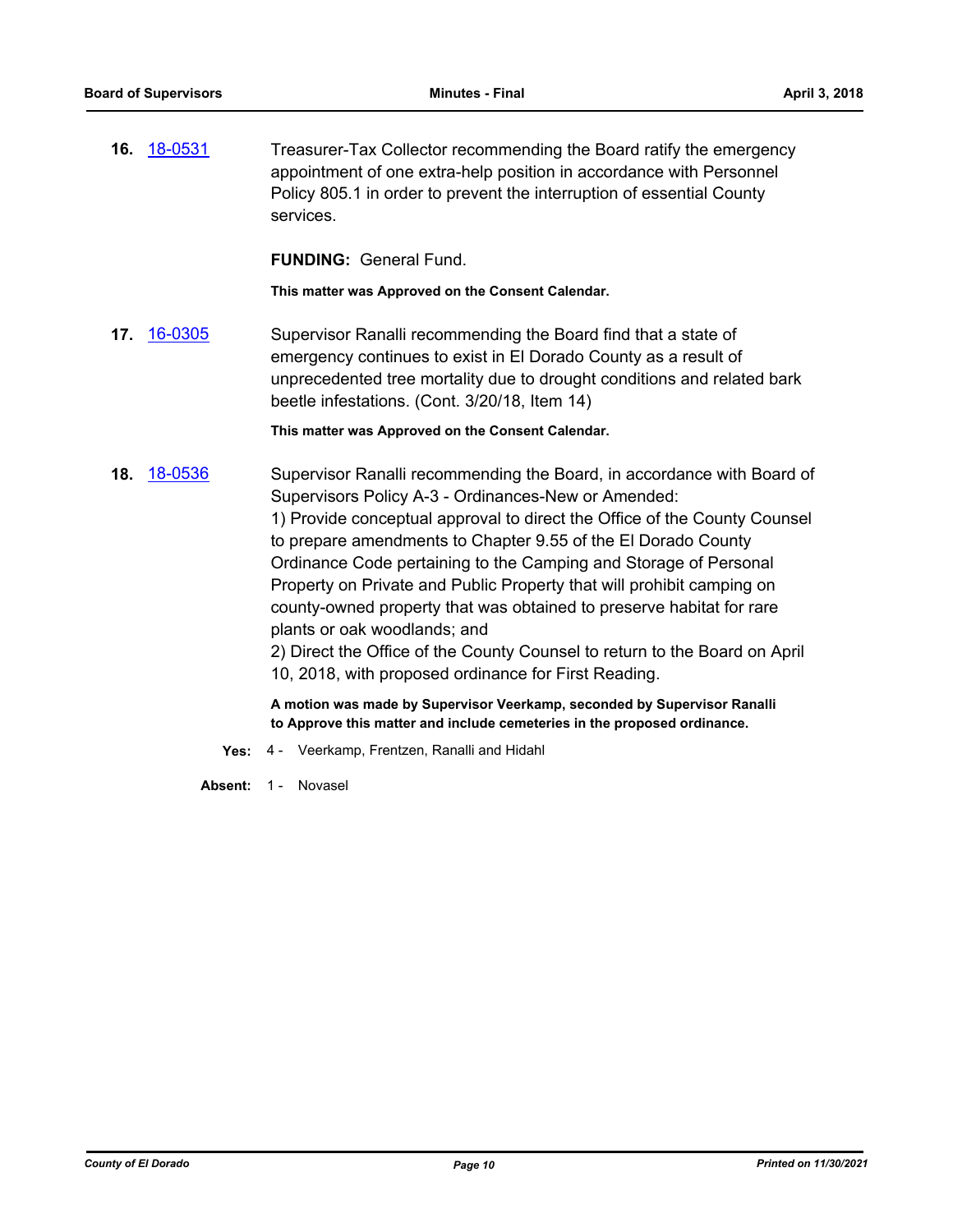**16.** 18-0531

Treasurer-Tax Collector recommending the Board ratify the emergency appointment of one extra-help position in accordance with Personnel Policy 805.1 in order to prevent the interruption of essential County services.

**FUNDING:** General Fund.

**This matter was Approved on the Consent Calendar.**

**17.** 16-0305

Supervisor Ranalli recommending the Board find that a state of emergency continues to exist in El Dorado County as a result of unprecedented tree mortality due to drought conditions and related bark beetle infestations. (Cont. 3/20/18, Item 14)

**This matter was Approved on the Consent Calendar.**

**18.** 18-0536

Supervisor Ranalli recommending the Board, in accordance with Board of Supervisors Policy A-3 - Ordinances-New or Amended:

1) Provide conceptual approval to direct the Office of the County Counsel to prepare amendments to Chapter 9.55 of the El Dorado County Ordinance Code pertaining to the Camping and Storage of Personal Property on Private and Public Property that will prohibit camping on county-owned property that was obtained to preserve habitat for rare plants or oak woodlands; and

2) Direct the Office of the County Counsel to return to the Board on April 10, 2018, with proposed ordinance for First Reading.

**A motion was made by Supervisor Veerkamp, seconded by Supervisor Ranalli to Approve this matter and include cemeteries in the proposed ordinance.**

**Yes:** 4 - Veerkamp, Frentzen, Ranalli and Hidahl

**Absent:** 1 - Novasel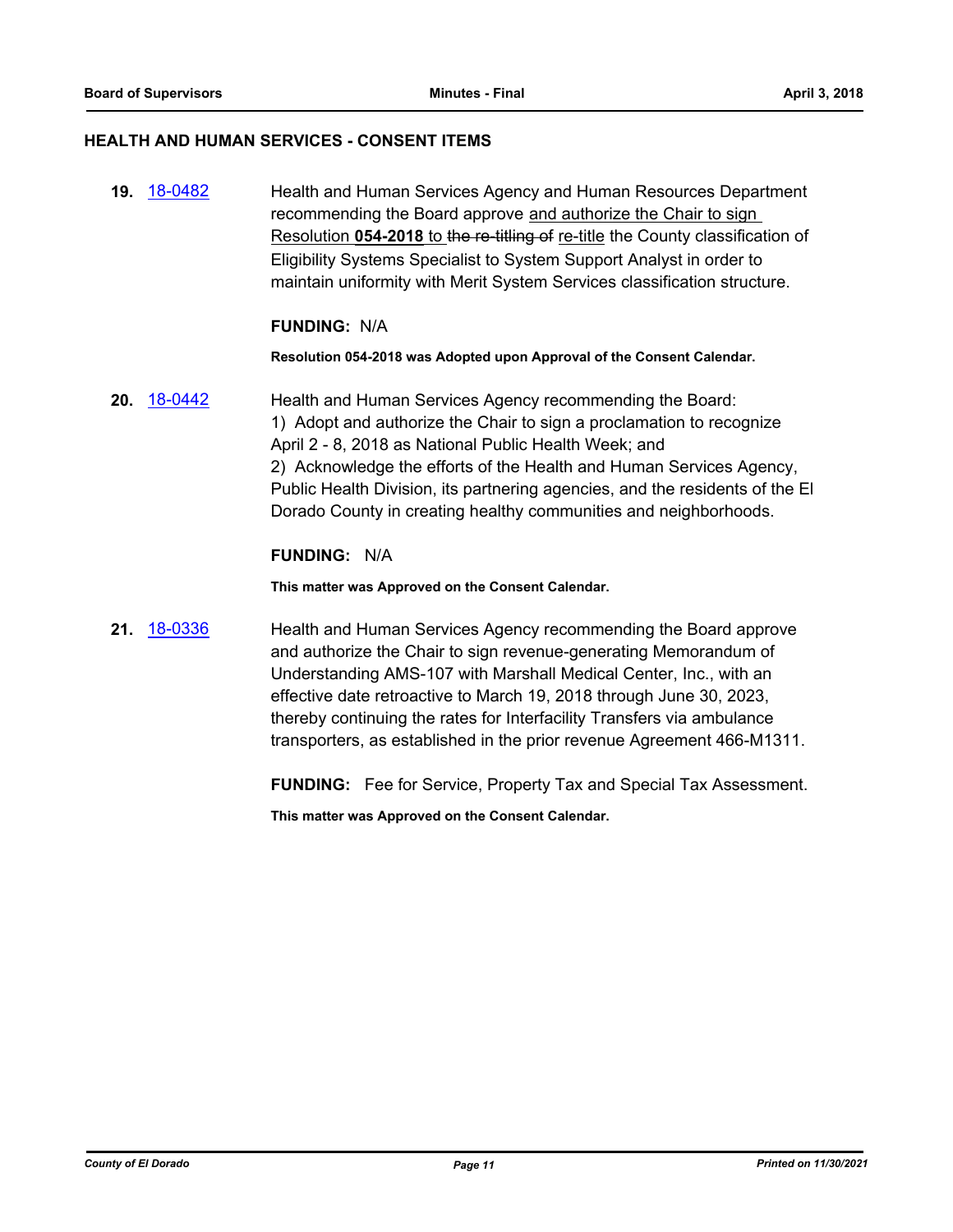## HEALTH AND HUMAN SERVICES - CONSENT ITEMS

**19.** 18-0482 Health and Human Services Agency and Human Resources Department recommending the Board approve and authorize the Chair to sign Resolution **054-2018** to ~~the re-titling of~~ re-title the County classification of Eligibility Systems Specialist to System Support Analyst in order to maintain uniformity with Merit System Services classification structure.

**FUNDING:** N/A

**Resolution 054-2018 was Adopted upon Approval of the Consent Calendar.**

**20.** 18-0442 Health and Human Services Agency recommending the Board:
1) Adopt and authorize the Chair to sign a proclamation to recognize April 2 - 8, 2018 as National Public Health Week; and
2) Acknowledge the efforts of the Health and Human Services Agency, Public Health Division, its partnering agencies, and the residents of the El Dorado County in creating healthy communities and neighborhoods.

**FUNDING:** N/A

**This matter was Approved on the Consent Calendar.**

**21.** 18-0336 Health and Human Services Agency recommending the Board approve and authorize the Chair to sign revenue-generating Memorandum of Understanding AMS-107 with Marshall Medical Center, Inc., with an effective date retroactive to March 19, 2018 through June 30, 2023, thereby continuing the rates for Interfacility Transfers via ambulance transporters, as established in the prior revenue Agreement 466-M1311.

**FUNDING:** Fee for Service, Property Tax and Special Tax Assessment.

**This matter was Approved on the Consent Calendar.**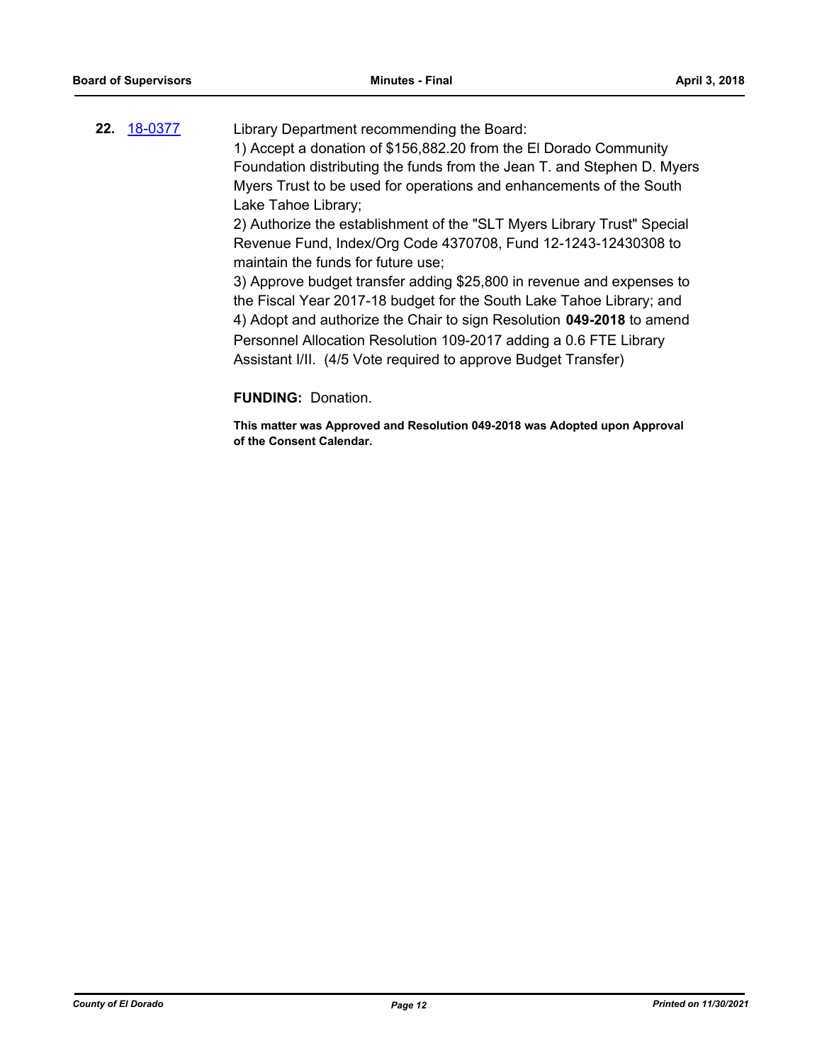**22.** [18-0377](18-0377)

Library Department recommending the Board:

1) Accept a donation of $156,882.20 from the El Dorado Community Foundation distributing the funds from the Jean T. and Stephen D. Myers Myers Trust to be used for operations and enhancements of the South Lake Tahoe Library;

2) Authorize the establishment of the "SLT Myers Library Trust" Special Revenue Fund, Index/Org Code 4370708, Fund 12-1243-12430308 to maintain the funds for future use;

3) Approve budget transfer adding $25,800 in revenue and expenses to the Fiscal Year 2017-18 budget for the South Lake Tahoe Library; and

4) Adopt and authorize the Chair to sign Resolution **049-2018** to amend Personnel Allocation Resolution 109-2017 adding a 0.6 FTE Library Assistant I/II. (4/5 Vote required to approve Budget Transfer)

**FUNDING:** Donation.

**This matter was Approved and Resolution 049-2018 was Adopted upon Approval of the Consent Calendar.**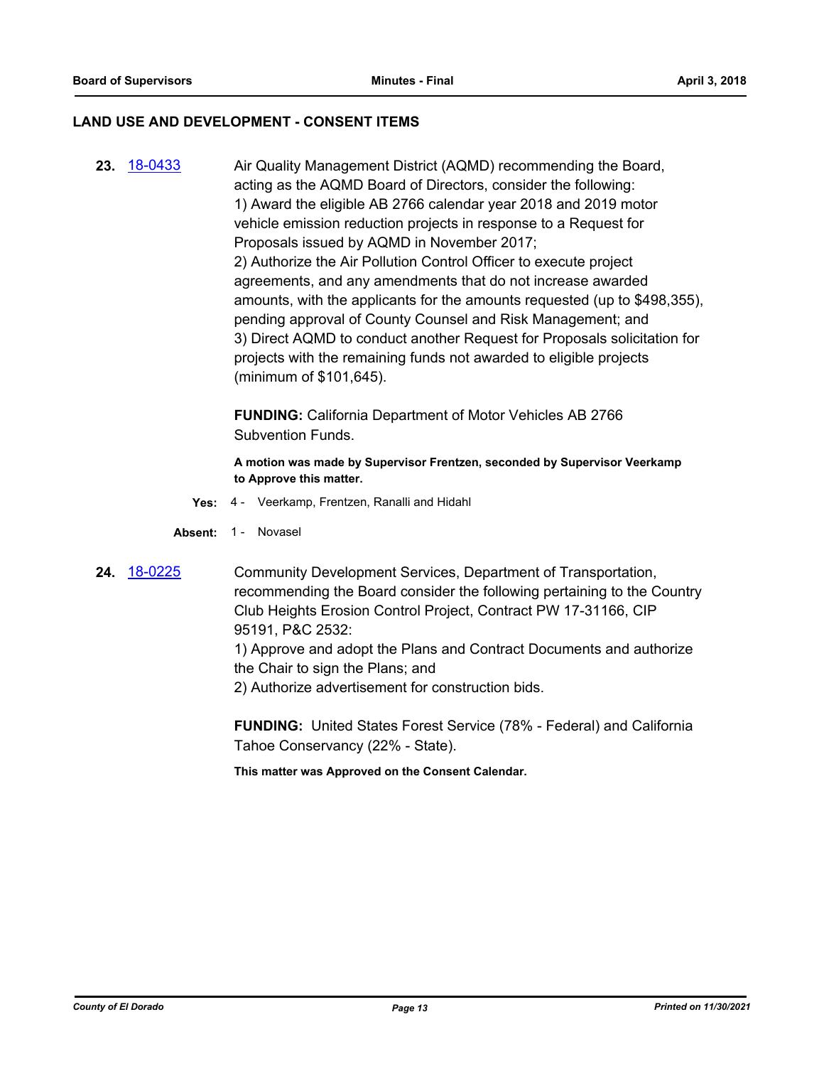## LAND USE AND DEVELOPMENT - CONSENT ITEMS

**23.** [18-0433](18-0433)

Air Quality Management District (AQMD) recommending the Board, acting as the AQMD Board of Directors, consider the following:
1) Award the eligible AB 2766 calendar year 2018 and 2019 motor vehicle emission reduction projects in response to a Request for Proposals issued by AQMD in November 2017;
2) Authorize the Air Pollution Control Officer to execute project agreements, and any amendments that do not increase awarded amounts, with the applicants for the amounts requested (up to $498,355), pending approval of County Counsel and Risk Management; and
3) Direct AQMD to conduct another Request for Proposals solicitation for projects with the remaining funds not awarded to eligible projects (minimum of $101,645).

**FUNDING:** California Department of Motor Vehicles AB 2766 Subvention Funds.

**A motion was made by Supervisor Frentzen, seconded by Supervisor Veerkamp to Approve this matter.**

**Yes:** 4 - Veerkamp, Frentzen, Ranalli and Hidahl

**Absent:** 1 - Novasel

**24.** [18-0225](18-0225)

Community Development Services, Department of Transportation, recommending the Board consider the following pertaining to the Country Club Heights Erosion Control Project, Contract PW 17-31166, CIP 95191, P&C 2532:
1) Approve and adopt the Plans and Contract Documents and authorize the Chair to sign the Plans; and
2) Authorize advertisement for construction bids.

**FUNDING:** United States Forest Service (78% - Federal) and California Tahoe Conservancy (22% - State).

**This matter was Approved on the Consent Calendar.**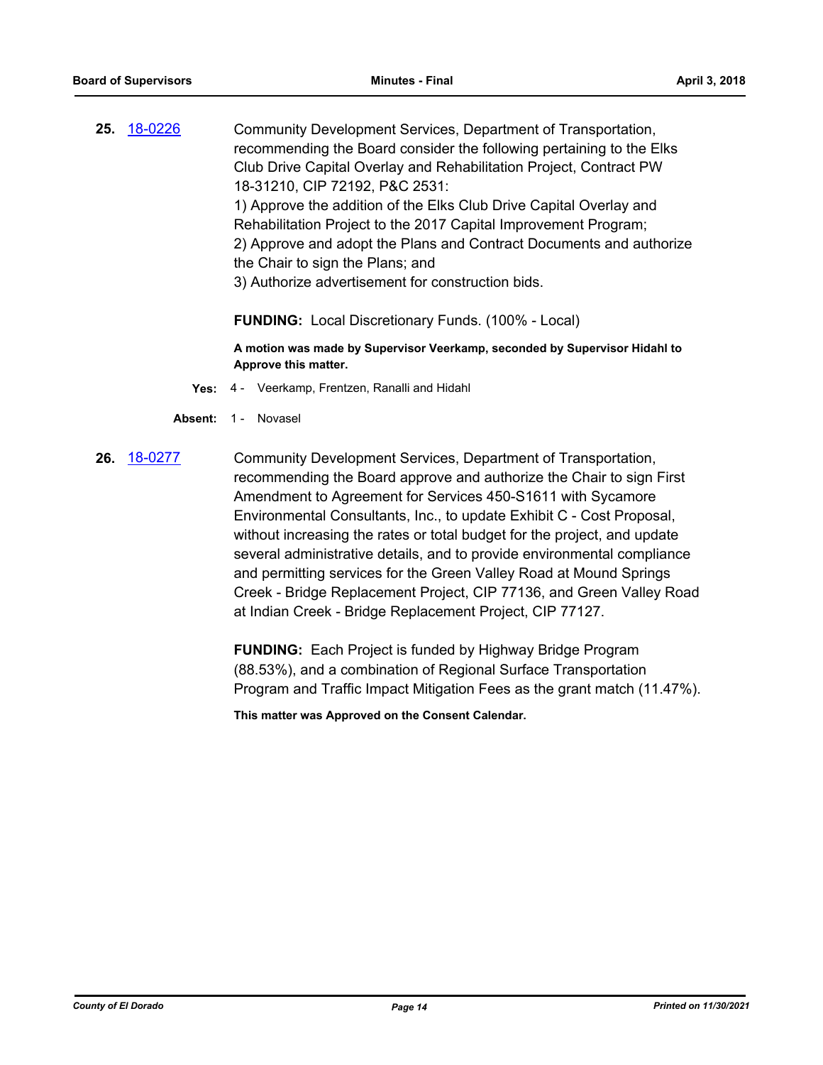**25.** 18-0226

Community Development Services, Department of Transportation, recommending the Board consider the following pertaining to the Elks Club Drive Capital Overlay and Rehabilitation Project, Contract PW 18-31210, CIP 72192, P&C 2531:

1) Approve the addition of the Elks Club Drive Capital Overlay and Rehabilitation Project to the 2017 Capital Improvement Program;

2) Approve and adopt the Plans and Contract Documents and authorize the Chair to sign the Plans; and

3) Authorize advertisement for construction bids.

**FUNDING:** Local Discretionary Funds. (100% - Local)

**A motion was made by Supervisor Veerkamp, seconded by Supervisor Hidahl to Approve this matter.**

**Yes:** 4 - Veerkamp, Frentzen, Ranalli and Hidahl

**Absent:** 1 - Novasel

**26.** 18-0277

Community Development Services, Department of Transportation, recommending the Board approve and authorize the Chair to sign First Amendment to Agreement for Services 450-S1611 with Sycamore Environmental Consultants, Inc., to update Exhibit C - Cost Proposal, without increasing the rates or total budget for the project, and update several administrative details, and to provide environmental compliance and permitting services for the Green Valley Road at Mound Springs Creek - Bridge Replacement Project, CIP 77136, and Green Valley Road at Indian Creek - Bridge Replacement Project, CIP 77127.

**FUNDING:** Each Project is funded by Highway Bridge Program (88.53%), and a combination of Regional Surface Transportation Program and Traffic Impact Mitigation Fees as the grant match (11.47%).

**This matter was Approved on the Consent Calendar.**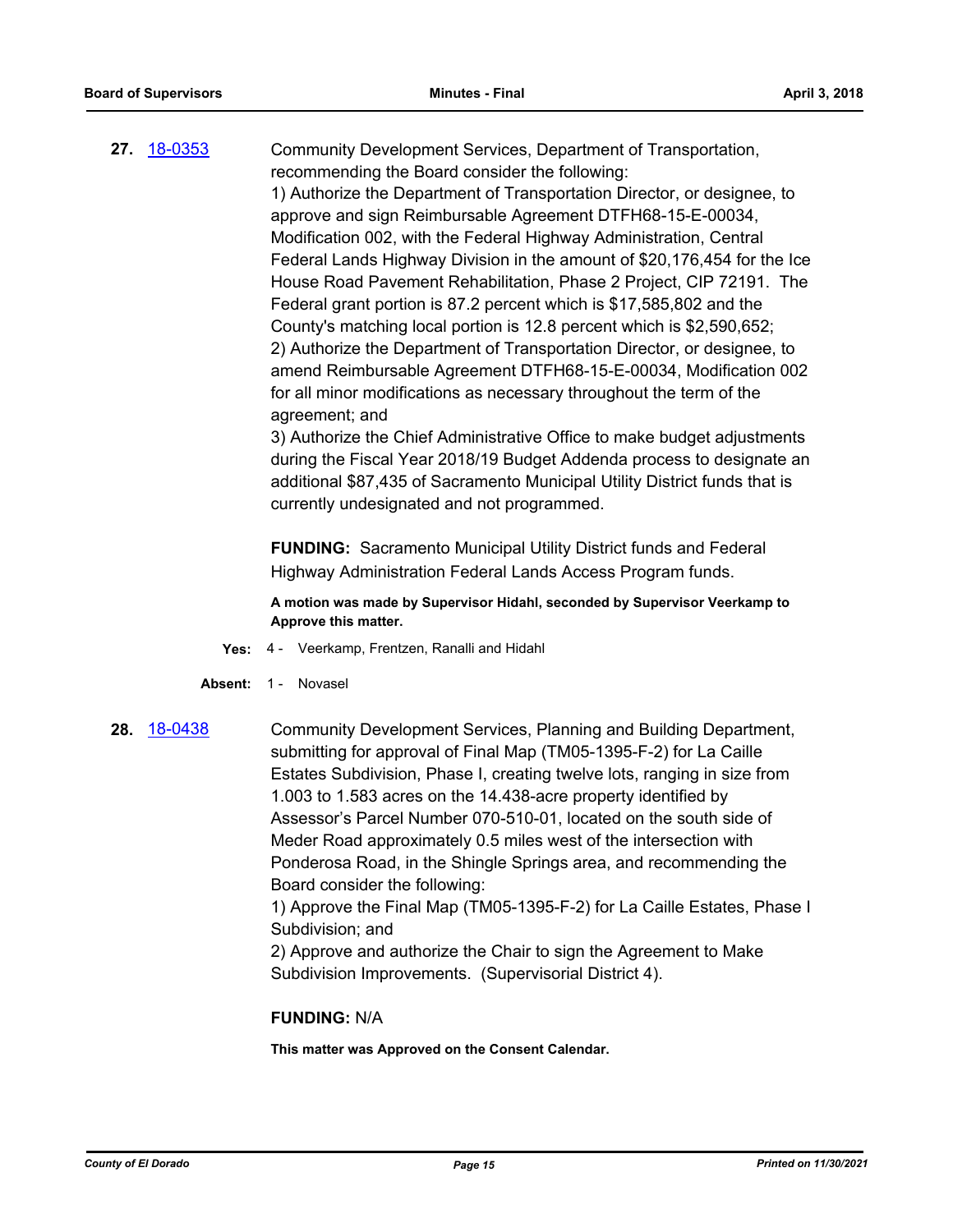**27.** 18-0353

Community Development Services, Department of Transportation, recommending the Board consider the following:

1) Authorize the Department of Transportation Director, or designee, to approve and sign Reimbursable Agreement DTFH68-15-E-00034, Modification 002, with the Federal Highway Administration, Central Federal Lands Highway Division in the amount of $20,176,454 for the Ice House Road Pavement Rehabilitation, Phase 2 Project, CIP 72191. The Federal grant portion is 87.2 percent which is $17,585,802 and the County's matching local portion is 12.8 percent which is $2,590,652;

2) Authorize the Department of Transportation Director, or designee, to amend Reimbursable Agreement DTFH68-15-E-00034, Modification 002 for all minor modifications as necessary throughout the term of the agreement; and

3) Authorize the Chief Administrative Office to make budget adjustments during the Fiscal Year 2018/19 Budget Addenda process to designate an additional $87,435 of Sacramento Municipal Utility District funds that is currently undesignated and not programmed.

**FUNDING:** Sacramento Municipal Utility District funds and Federal Highway Administration Federal Lands Access Program funds.

**A motion was made by Supervisor Hidahl, seconded by Supervisor Veerkamp to Approve this matter.**

**Yes:** 4 - Veerkamp, Frentzen, Ranalli and Hidahl

**Absent:** 1 - Novasel

**28.** 18-0438

Community Development Services, Planning and Building Department, submitting for approval of Final Map (TM05-1395-F-2) for La Caille Estates Subdivision, Phase I, creating twelve lots, ranging in size from 1.003 to 1.583 acres on the 14.438-acre property identified by Assessor's Parcel Number 070-510-01, located on the south side of Meder Road approximately 0.5 miles west of the intersection with Ponderosa Road, in the Shingle Springs area, and recommending the Board consider the following:

1) Approve the Final Map (TM05-1395-F-2) for La Caille Estates, Phase I Subdivision; and

2) Approve and authorize the Chair to sign the Agreement to Make Subdivision Improvements. (Supervisorial District 4).

**FUNDING:** N/A

**This matter was Approved on the Consent Calendar.**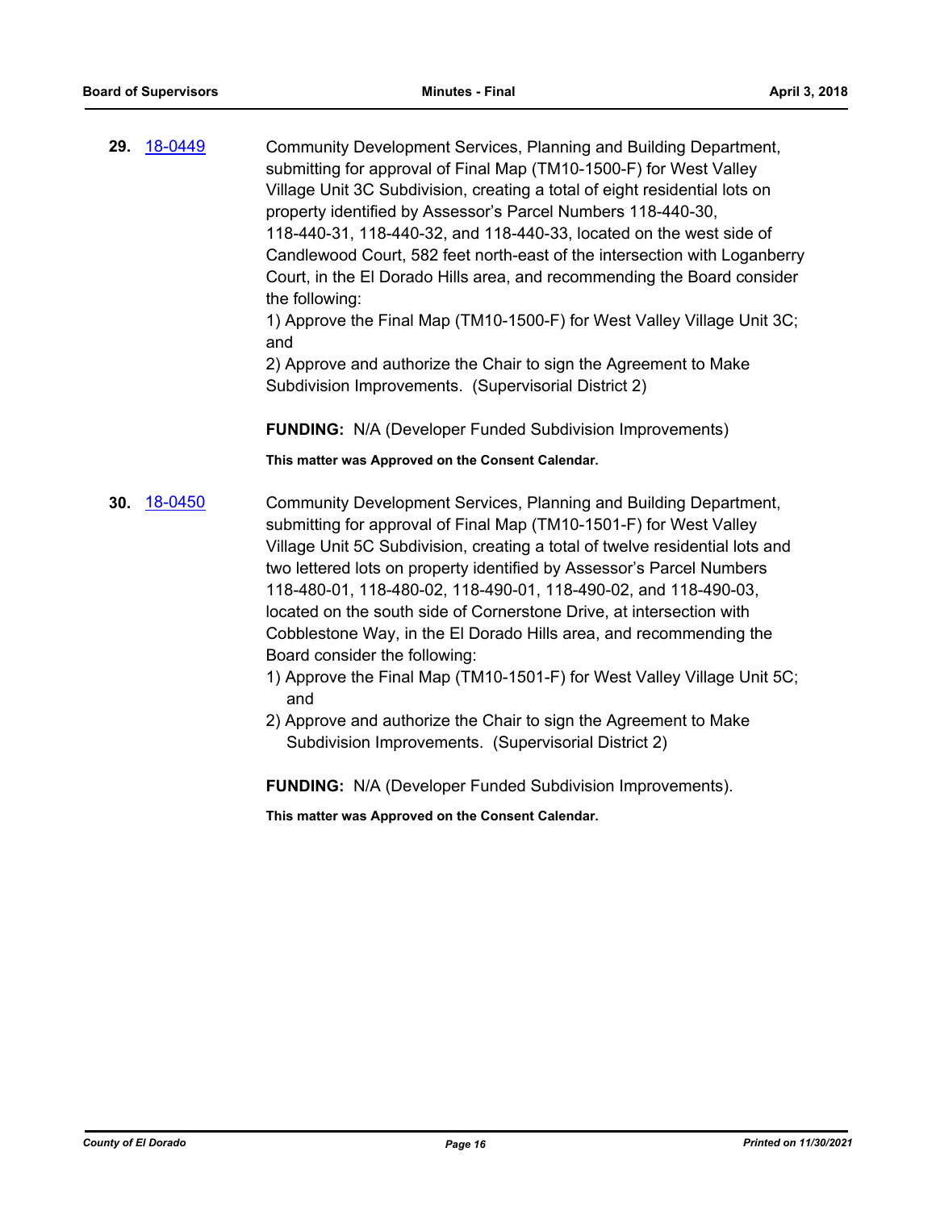**29.** 18-0449

Community Development Services, Planning and Building Department, submitting for approval of Final Map (TM10-1500-F) for West Valley Village Unit 3C Subdivision, creating a total of eight residential lots on property identified by Assessor's Parcel Numbers 118-440-30, 118-440-31, 118-440-32, and 118-440-33, located on the west side of Candlewood Court, 582 feet north-east of the intersection with Loganberry Court, in the El Dorado Hills area, and recommending the Board consider the following:

1) Approve the Final Map (TM10-1500-F) for West Valley Village Unit 3C; and

2) Approve and authorize the Chair to sign the Agreement to Make Subdivision Improvements. (Supervisorial District 2)

**FUNDING:** N/A (Developer Funded Subdivision Improvements)

**This matter was Approved on the Consent Calendar.**

**30.** 18-0450

Community Development Services, Planning and Building Department, submitting for approval of Final Map (TM10-1501-F) for West Valley Village Unit 5C Subdivision, creating a total of twelve residential lots and two lettered lots on property identified by Assessor's Parcel Numbers 118-480-01, 118-480-02, 118-490-01, 118-490-02, and 118-490-03, located on the south side of Cornerstone Drive, at intersection with Cobblestone Way, in the El Dorado Hills area, and recommending the Board consider the following:

1) Approve the Final Map (TM10-1501-F) for West Valley Village Unit 5C; and
2) Approve and authorize the Chair to sign the Agreement to Make Subdivision Improvements. (Supervisorial District 2)

**FUNDING:** N/A (Developer Funded Subdivision Improvements).

**This matter was Approved on the Consent Calendar.**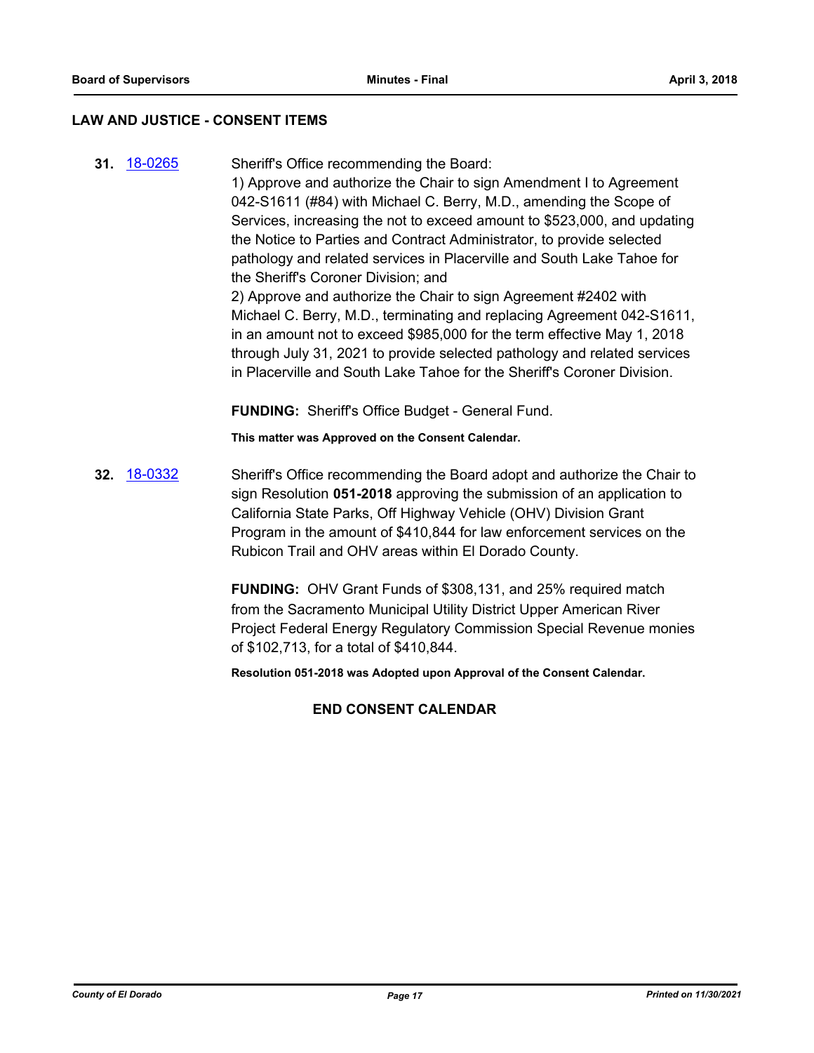## LAW AND JUSTICE - CONSENT ITEMS

**31.** 18-0265 Sheriff's Office recommending the Board:

1) Approve and authorize the Chair to sign Amendment I to Agreement 042-S1611 (#84) with Michael C. Berry, M.D., amending the Scope of Services, increasing the not to exceed amount to $523,000, and updating the Notice to Parties and Contract Administrator, to provide selected pathology and related services in Placerville and South Lake Tahoe for the Sheriff's Coroner Division; and

2) Approve and authorize the Chair to sign Agreement #2402 with Michael C. Berry, M.D., terminating and replacing Agreement 042-S1611, in an amount not to exceed $985,000 for the term effective May 1, 2018 through July 31, 2021 to provide selected pathology and related services in Placerville and South Lake Tahoe for the Sheriff's Coroner Division.

**FUNDING:** Sheriff's Office Budget - General Fund.

**This matter was Approved on the Consent Calendar.**

**32.** 18-0332 Sheriff's Office recommending the Board adopt and authorize the Chair to sign Resolution **051-2018** approving the submission of an application to California State Parks, Off Highway Vehicle (OHV) Division Grant Program in the amount of $410,844 for law enforcement services on the Rubicon Trail and OHV areas within El Dorado County.

**FUNDING:** OHV Grant Funds of $308,131, and 25% required match from the Sacramento Municipal Utility District Upper American River Project Federal Energy Regulatory Commission Special Revenue monies of $102,713, for a total of $410,844.

**Resolution 051-2018 was Adopted upon Approval of the Consent Calendar.**

**END CONSENT CALENDAR**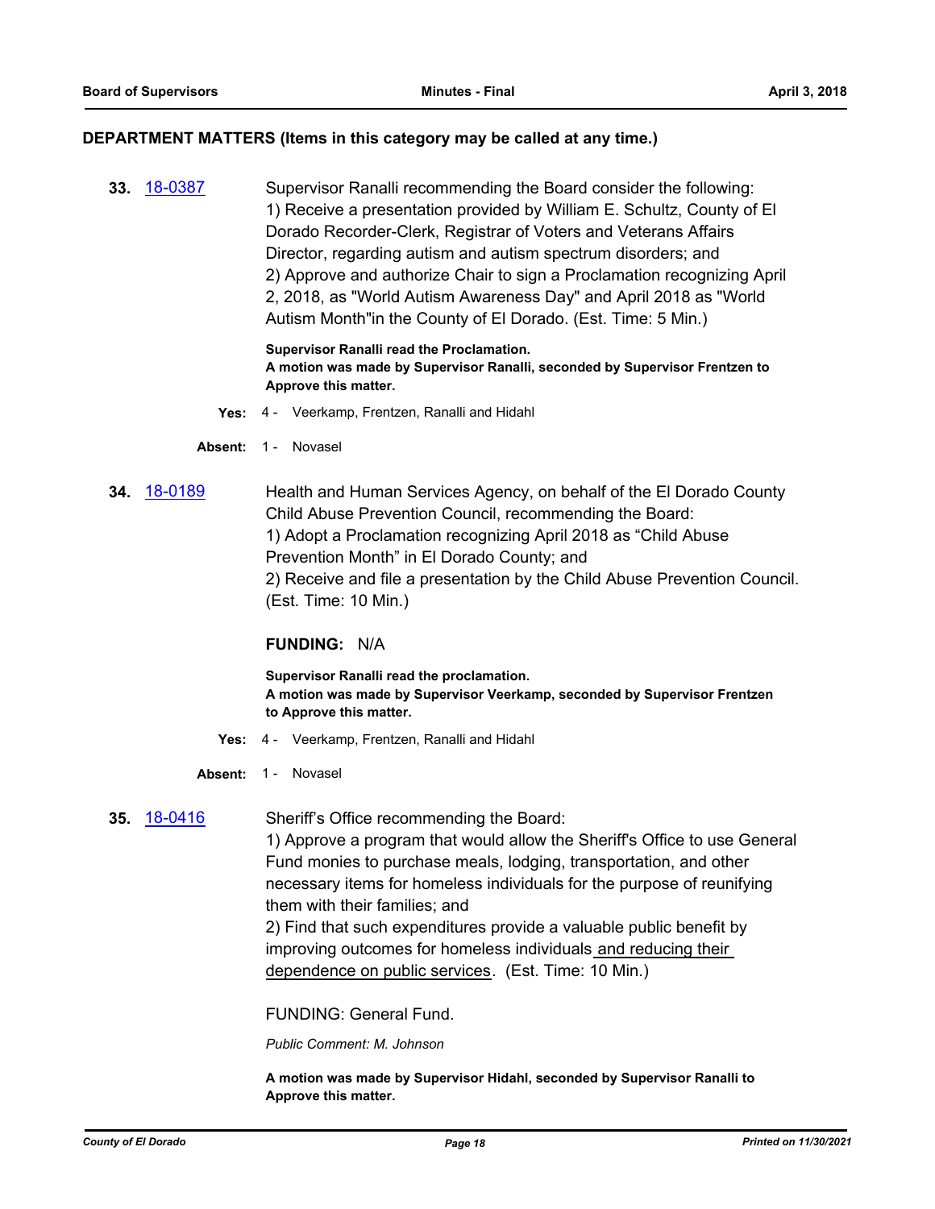## DEPARTMENT MATTERS (Items in this category may be called at any time.)

**33.** 18-0387

Supervisor Ranalli recommending the Board consider the following:
1) Receive a presentation provided by William E. Schultz, County of El Dorado Recorder-Clerk, Registrar of Voters and Veterans Affairs Director, regarding autism and autism spectrum disorders; and
2) Approve and authorize Chair to sign a Proclamation recognizing April 2, 2018, as "World Autism Awareness Day" and April 2018 as "World Autism Month"in the County of El Dorado. (Est. Time: 5 Min.)

**Supervisor Ranalli read the Proclamation.**
**A motion was made by Supervisor Ranalli, seconded by Supervisor Frentzen to Approve this matter.**

**Yes:** 4 - Veerkamp, Frentzen, Ranalli and Hidahl

**Absent:** 1 - Novasel

**34.** 18-0189

Health and Human Services Agency, on behalf of the El Dorado County Child Abuse Prevention Council, recommending the Board:
1) Adopt a Proclamation recognizing April 2018 as "Child Abuse Prevention Month" in El Dorado County; and
2) Receive and file a presentation by the Child Abuse Prevention Council. (Est. Time: 10 Min.)

**FUNDING:** N/A

**Supervisor Ranalli read the proclamation.**
**A motion was made by Supervisor Veerkamp, seconded by Supervisor Frentzen to Approve this matter.**

**Yes:** 4 - Veerkamp, Frentzen, Ranalli and Hidahl

**Absent:** 1 - Novasel

**35.** 18-0416

Sheriff's Office recommending the Board:
1) Approve a program that would allow the Sheriff's Office to use General Fund monies to purchase meals, lodging, transportation, and other necessary items for homeless individuals for the purpose of reunifying them with their families; and
2) Find that such expenditures provide a valuable public benefit by improving outcomes for homeless individuals and reducing their dependence on public services. (Est. Time: 10 Min.)

FUNDING: General Fund.

*Public Comment: M. Johnson*

**A motion was made by Supervisor Hidahl, seconded by Supervisor Ranalli to Approve this matter.**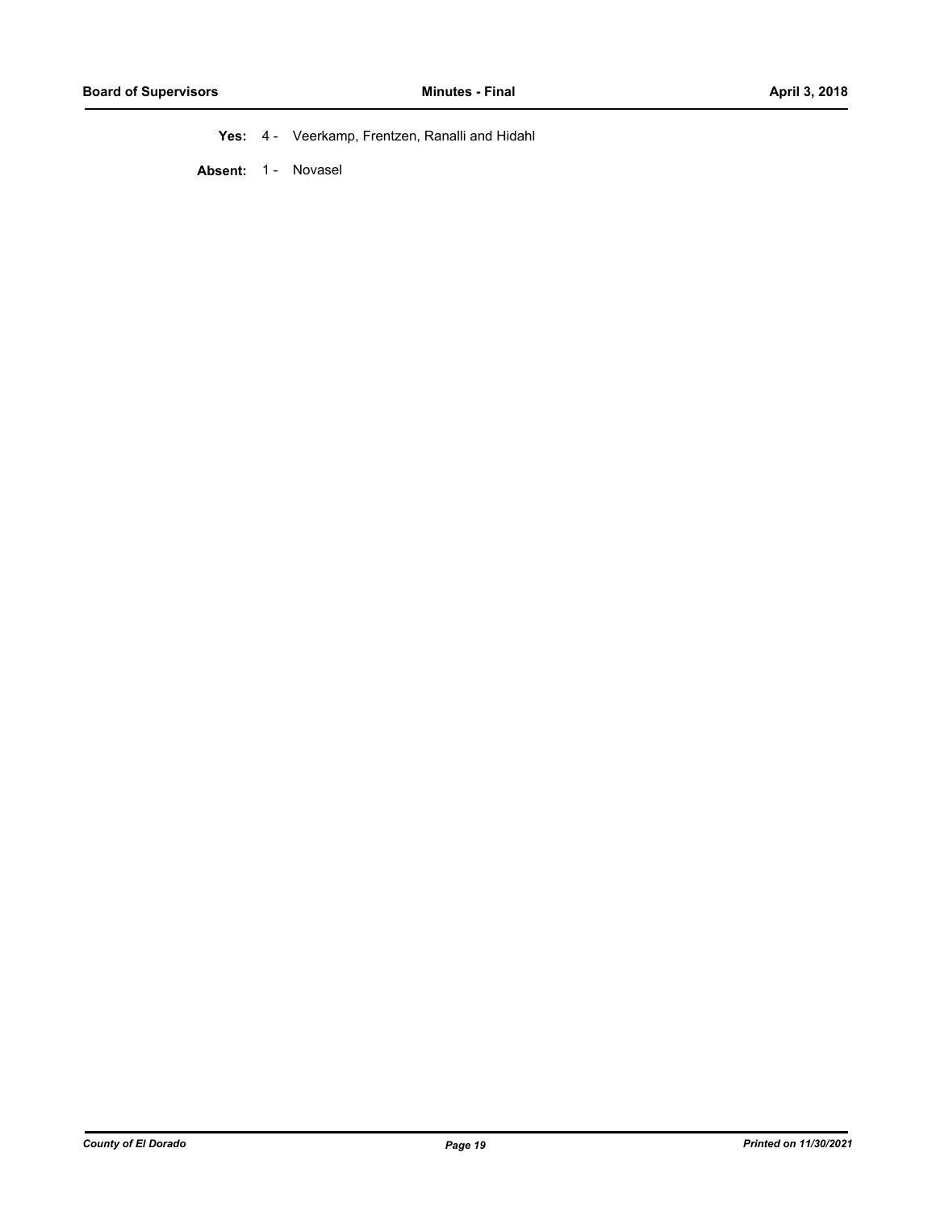**Yes:** 4 - Veerkamp, Frentzen, Ranalli and Hidahl

**Absent:** 1 - Novasel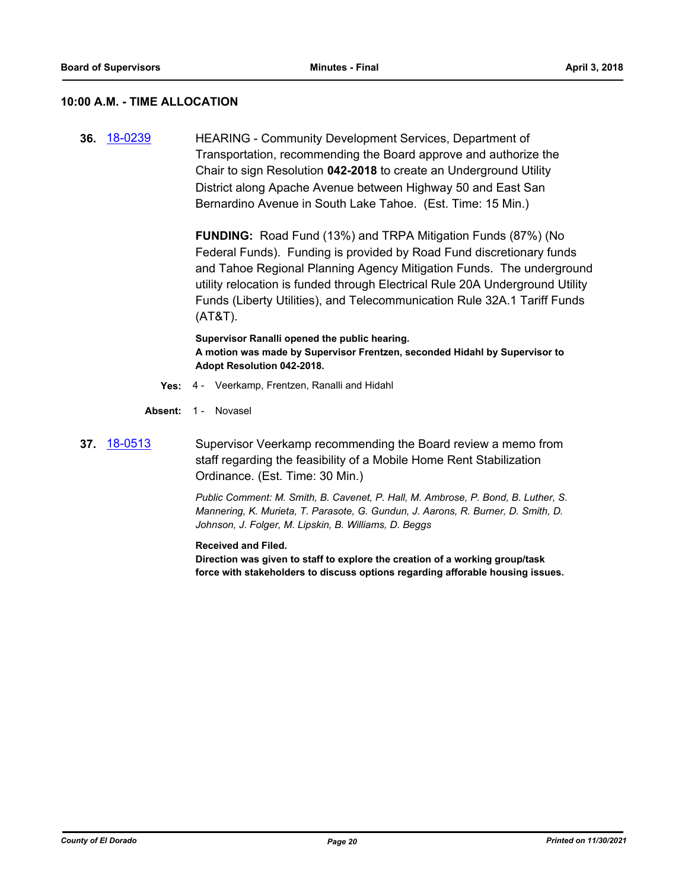## 10:00 A.M. - TIME ALLOCATION

**36.** 18-0239

HEARING - Community Development Services, Department of Transportation, recommending the Board approve and authorize the Chair to sign Resolution **042-2018** to create an Underground Utility District along Apache Avenue between Highway 50 and East San Bernardino Avenue in South Lake Tahoe. (Est. Time: 15 Min.)

**FUNDING:** Road Fund (13%) and TRPA Mitigation Funds (87%) (No Federal Funds). Funding is provided by Road Fund discretionary funds and Tahoe Regional Planning Agency Mitigation Funds. The underground utility relocation is funded through Electrical Rule 20A Underground Utility Funds (Liberty Utilities), and Telecommunication Rule 32A.1 Tariff Funds (AT&T).

**Supervisor Ranalli opened the public hearing.**
**A motion was made by Supervisor Frentzen, seconded Hidahl by Supervisor to Adopt Resolution 042-2018.**

**Yes:** 4 - Veerkamp, Frentzen, Ranalli and Hidahl

**Absent:** 1 - Novasel

**37.** 18-0513

Supervisor Veerkamp recommending the Board review a memo from staff regarding the feasibility of a Mobile Home Rent Stabilization Ordinance. (Est. Time: 30 Min.)

*Public Comment: M. Smith, B. Cavenet, P. Hall, M. Ambrose, P. Bond, B. Luther, S. Mannering, K. Murieta, T. Parasote, G. Gundun, J. Aarons, R. Burner, D. Smith, D. Johnson, J. Folger, M. Lipskin, B. Williams, D. Beggs*

**Received and Filed.**
**Direction was given to staff to explore the creation of a working group/task force with stakeholders to discuss options regarding afforable housing issues.**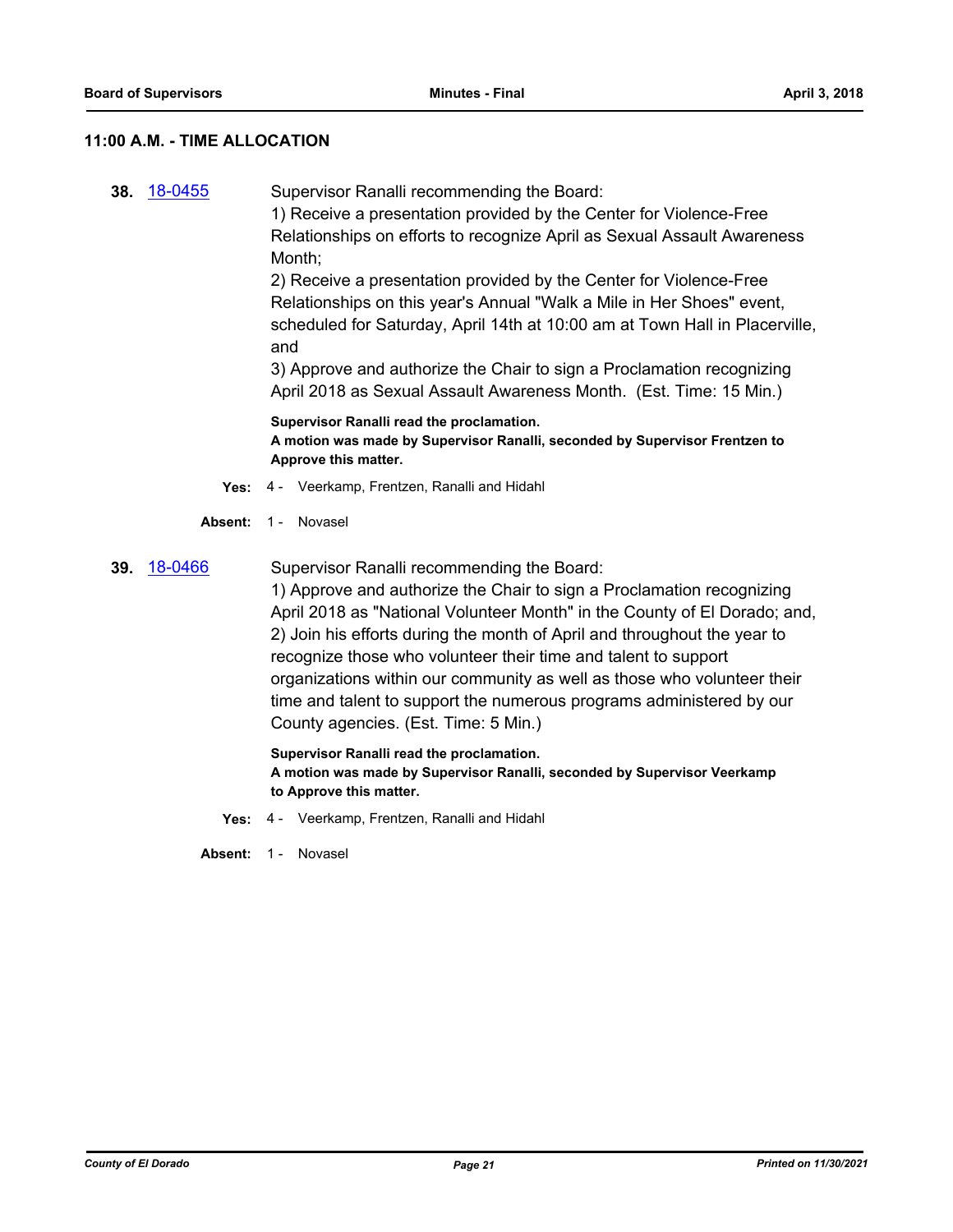## 11:00 A.M. - TIME ALLOCATION

**38.** 18-0455

Supervisor Ranalli recommending the Board:
1) Receive a presentation provided by the Center for Violence-Free Relationships on efforts to recognize April as Sexual Assault Awareness Month;
2) Receive a presentation provided by the Center for Violence-Free Relationships on this year's Annual "Walk a Mile in Her Shoes" event, scheduled for Saturday, April 14th at 10:00 am at Town Hall in Placerville, and
3) Approve and authorize the Chair to sign a Proclamation recognizing April 2018 as Sexual Assault Awareness Month. (Est. Time: 15 Min.)

**Supervisor Ranalli read the proclamation.**
**A motion was made by Supervisor Ranalli, seconded by Supervisor Frentzen to Approve this matter.**

**Yes:** 4 - Veerkamp, Frentzen, Ranalli and Hidahl

**Absent:** 1 - Novasel

**39.** 18-0466

Supervisor Ranalli recommending the Board:
1) Approve and authorize the Chair to sign a Proclamation recognizing April 2018 as "National Volunteer Month" in the County of El Dorado; and,
2) Join his efforts during the month of April and throughout the year to recognize those who volunteer their time and talent to support organizations within our community as well as those who volunteer their time and talent to support the numerous programs administered by our County agencies. (Est. Time: 5 Min.)

**Supervisor Ranalli read the proclamation.**
**A motion was made by Supervisor Ranalli, seconded by Supervisor Veerkamp to Approve this matter.**

**Yes:** 4 - Veerkamp, Frentzen, Ranalli and Hidahl

**Absent:** 1 - Novasel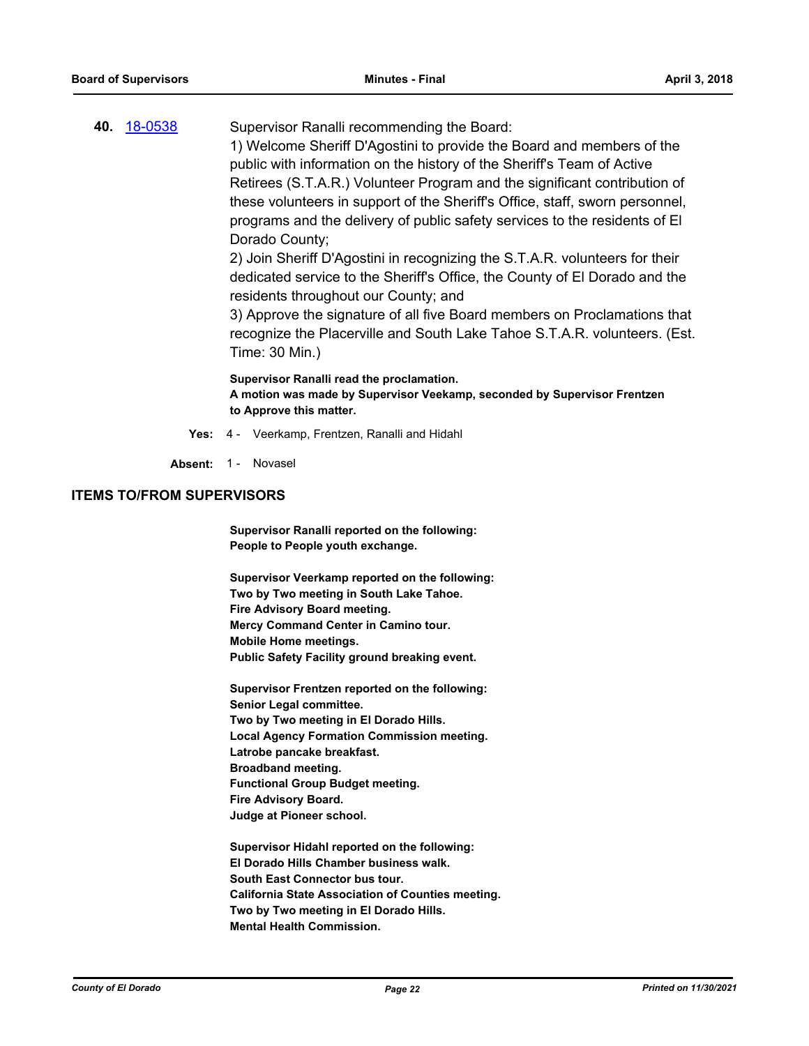**40.** 18-0538 Supervisor Ranalli recommending the Board:

1) Welcome Sheriff D'Agostini to provide the Board and members of the public with information on the history of the Sheriff's Team of Active Retirees (S.T.A.R.) Volunteer Program and the significant contribution of these volunteers in support of the Sheriff's Office, staff, sworn personnel, programs and the delivery of public safety services to the residents of El Dorado County;

2) Join Sheriff D'Agostini in recognizing the S.T.A.R. volunteers for their dedicated service to the Sheriff's Office, the County of El Dorado and the residents throughout our County; and

3) Approve the signature of all five Board members on Proclamations that recognize the Placerville and South Lake Tahoe S.T.A.R. volunteers. (Est. Time: 30 Min.)

**Supervisor Ranalli read the proclamation.**
**A motion was made by Supervisor Veekamp, seconded by Supervisor Frentzen to Approve this matter.**

**Yes:** 4 - Veerkamp, Frentzen, Ranalli and Hidahl

**Absent:** 1 - Novasel

## ITEMS TO/FROM SUPERVISORS

**Supervisor Ranalli reported on the following:**
**People to People youth exchange.**

**Supervisor Veerkamp reported on the following:**
**Two by Two meeting in South Lake Tahoe.**
**Fire Advisory Board meeting.**
**Mercy Command Center in Camino tour.**
**Mobile Home meetings.**
**Public Safety Facility ground breaking event.**

**Supervisor Frentzen reported on the following:**
**Senior Legal committee.**
**Two by Two meeting in El Dorado Hills.**
**Local Agency Formation Commission meeting.**
**Latrobe pancake breakfast.**
**Broadband meeting.**
**Functional Group Budget meeting.**
**Fire Advisory Board.**
**Judge at Pioneer school.**

**Supervisor Hidahl reported on the following:**
**El Dorado Hills Chamber business walk.**
**South East Connector bus tour.**
**California State Association of Counties meeting.**
**Two by Two meeting in El Dorado Hills.**
**Mental Health Commission.**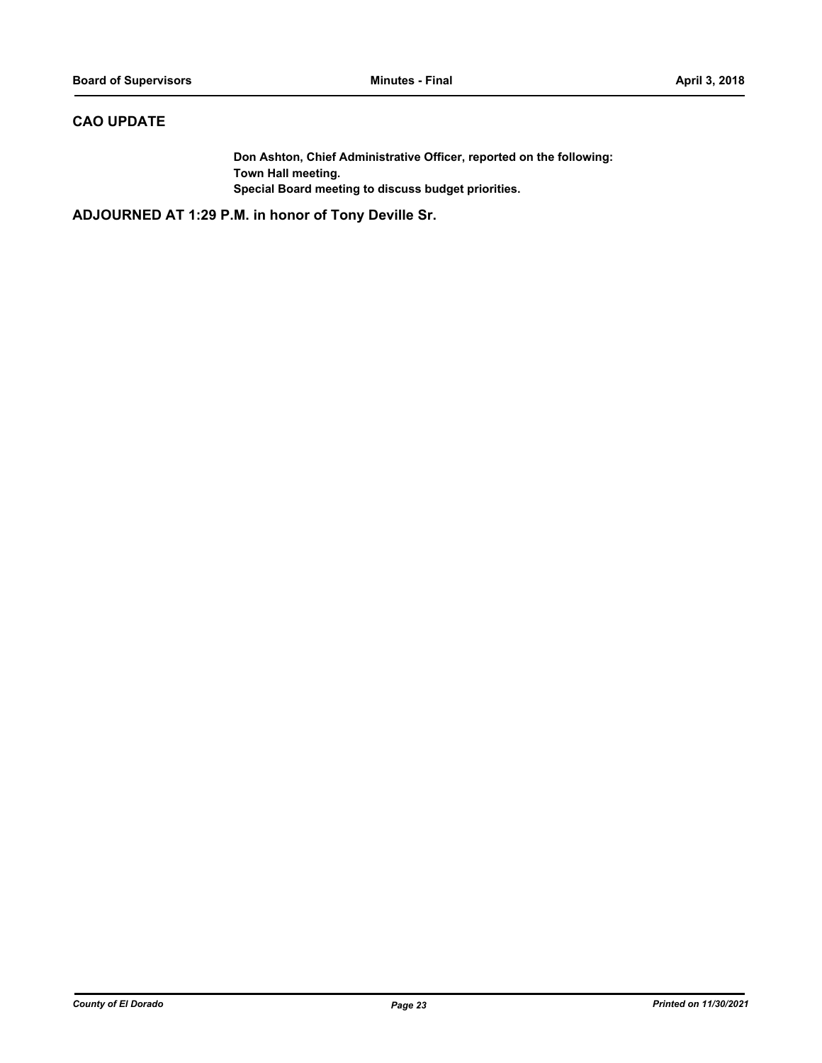## CAO UPDATE

**Don Ashton, Chief Administrative Officer, reported on the following:**
**Town Hall meeting.**
**Special Board meeting to discuss budget priorities.**

## ADJOURNED AT 1:29 P.M. in honor of Tony Deville Sr.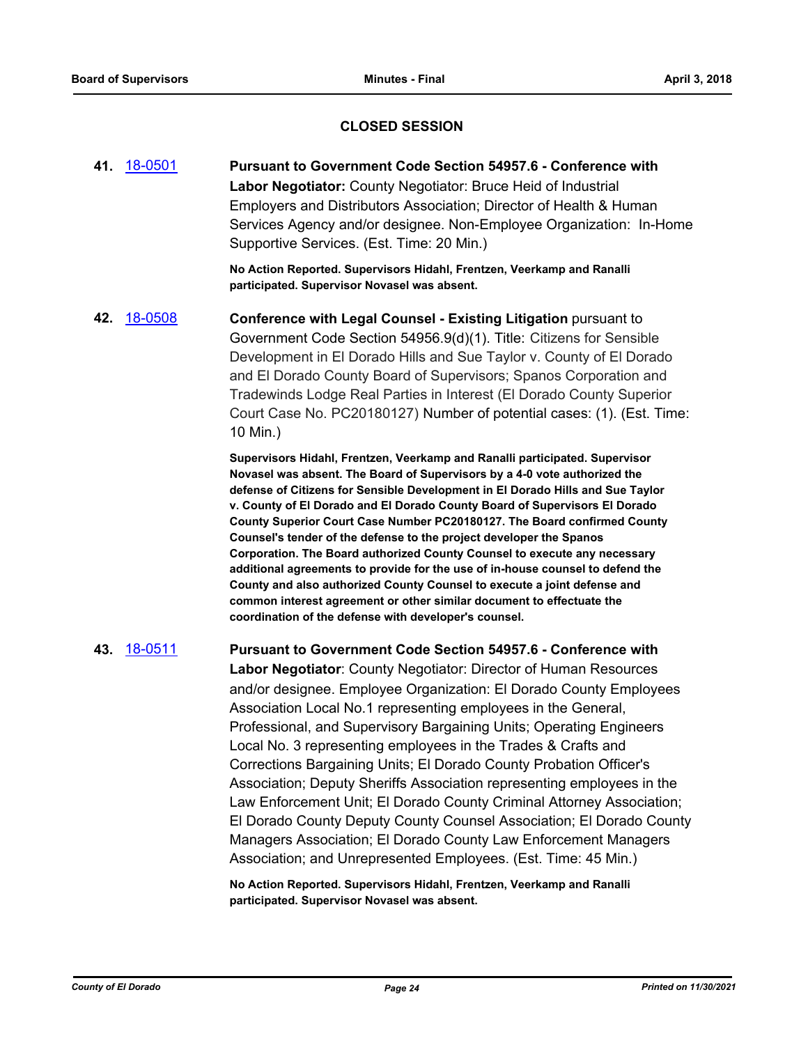## CLOSED SESSION

**41.** 18-0501 **Pursuant to Government Code Section 54957.6 - Conference with Labor Negotiator:** County Negotiator: Bruce Heid of Industrial Employers and Distributors Association; Director of Health & Human Services Agency and/or designee. Non-Employee Organization: In-Home Supportive Services. (Est. Time: 20 Min.)

**No Action Reported. Supervisors Hidahl, Frentzen, Veerkamp and Ranalli participated. Supervisor Novasel was absent.**

**42.** 18-0508 **Conference with Legal Counsel - Existing Litigation** pursuant to Government Code Section 54956.9(d)(1). Title: Citizens for Sensible Development in El Dorado Hills and Sue Taylor v. County of El Dorado and El Dorado County Board of Supervisors; Spanos Corporation and Tradewinds Lodge Real Parties in Interest (El Dorado County Superior Court Case No. PC20180127) Number of potential cases: (1). (Est. Time: 10 Min.)

**Supervisors Hidahl, Frentzen, Veerkamp and Ranalli participated. Supervisor Novasel was absent. The Board of Supervisors by a 4-0 vote authorized the defense of Citizens for Sensible Development in El Dorado Hills and Sue Taylor v. County of El Dorado and El Dorado County Board of Supervisors El Dorado County Superior Court Case Number PC20180127. The Board confirmed County Counsel's tender of the defense to the project developer the Spanos Corporation. The Board authorized County Counsel to execute any necessary additional agreements to provide for the use of in-house counsel to defend the County and also authorized County Counsel to execute a joint defense and common interest agreement or other similar document to effectuate the coordination of the defense with developer's counsel.**

**43.** 18-0511 **Pursuant to Government Code Section 54957.6 - Conference with Labor Negotiator**: County Negotiator: Director of Human Resources and/or designee. Employee Organization: El Dorado County Employees Association Local No.1 representing employees in the General, Professional, and Supervisory Bargaining Units; Operating Engineers Local No. 3 representing employees in the Trades & Crafts and Corrections Bargaining Units; El Dorado County Probation Officer's Association; Deputy Sheriffs Association representing employees in the Law Enforcement Unit; El Dorado County Criminal Attorney Association; El Dorado County Deputy County Counsel Association; El Dorado County Managers Association; El Dorado County Law Enforcement Managers Association; and Unrepresented Employees. (Est. Time: 45 Min.)

**No Action Reported. Supervisors Hidahl, Frentzen, Veerkamp and Ranalli participated. Supervisor Novasel was absent.**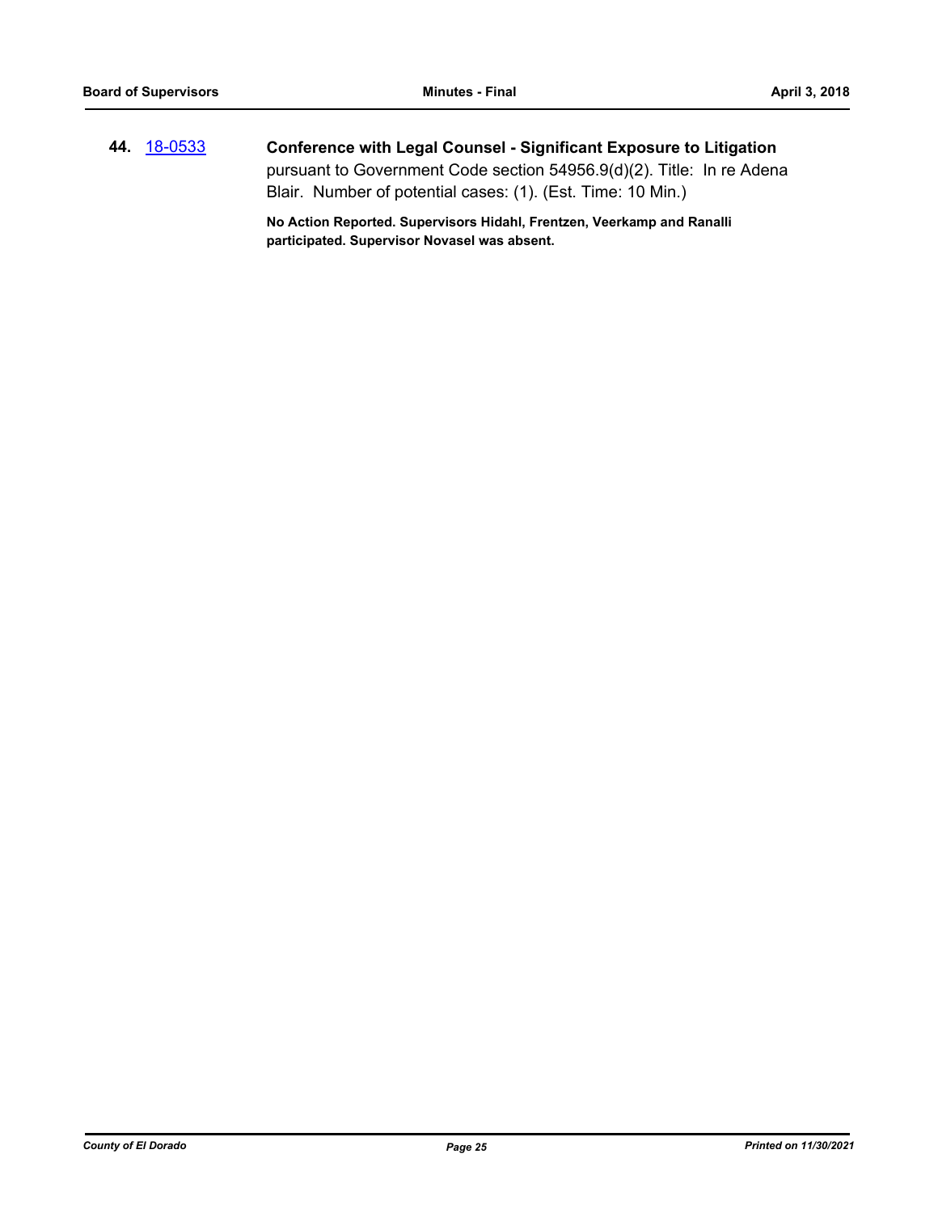**44.** 18-0533 **Conference with Legal Counsel - Significant Exposure to Litigation** pursuant to Government Code section 54956.9(d)(2). Title: In re Adena Blair. Number of potential cases: (1). (Est. Time: 10 Min.)

**No Action Reported. Supervisors Hidahl, Frentzen, Veerkamp and Ranalli participated. Supervisor Novasel was absent.**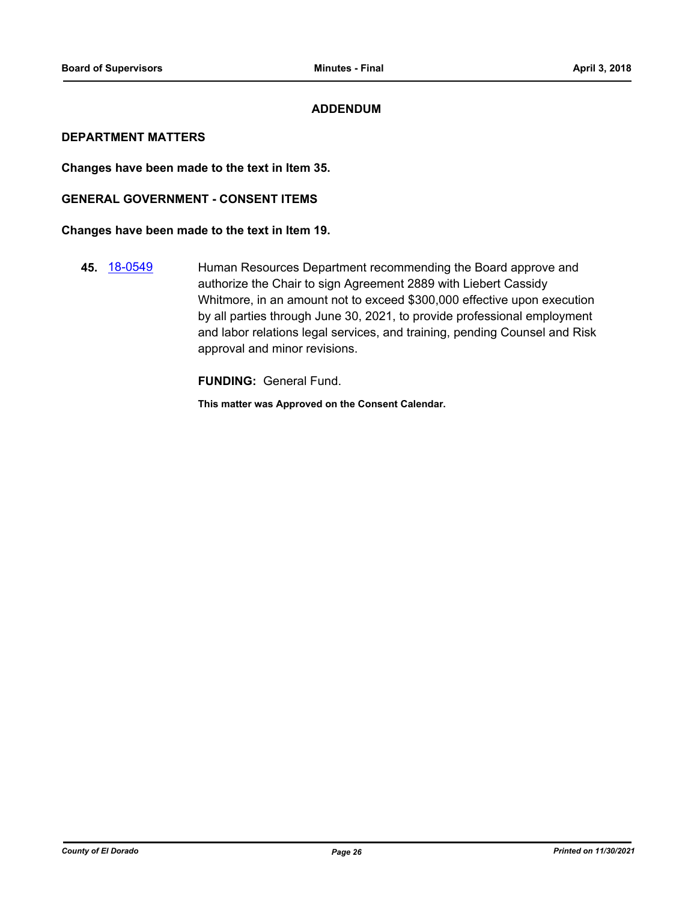## ADDENDUM

### DEPARTMENT MATTERS

**Changes have been made to the text in Item 35.**

### GENERAL GOVERNMENT - CONSENT ITEMS

**Changes have been made to the text in Item 19.**

**45.** [18-0549] Human Resources Department recommending the Board approve and authorize the Chair to sign Agreement 2889 with Liebert Cassidy Whitmore, in an amount not to exceed $300,000 effective upon execution by all parties through June 30, 2021, to provide professional employment and labor relations legal services, and training, pending Counsel and Risk approval and minor revisions.

**FUNDING:** General Fund.

**This matter was Approved on the Consent Calendar.**